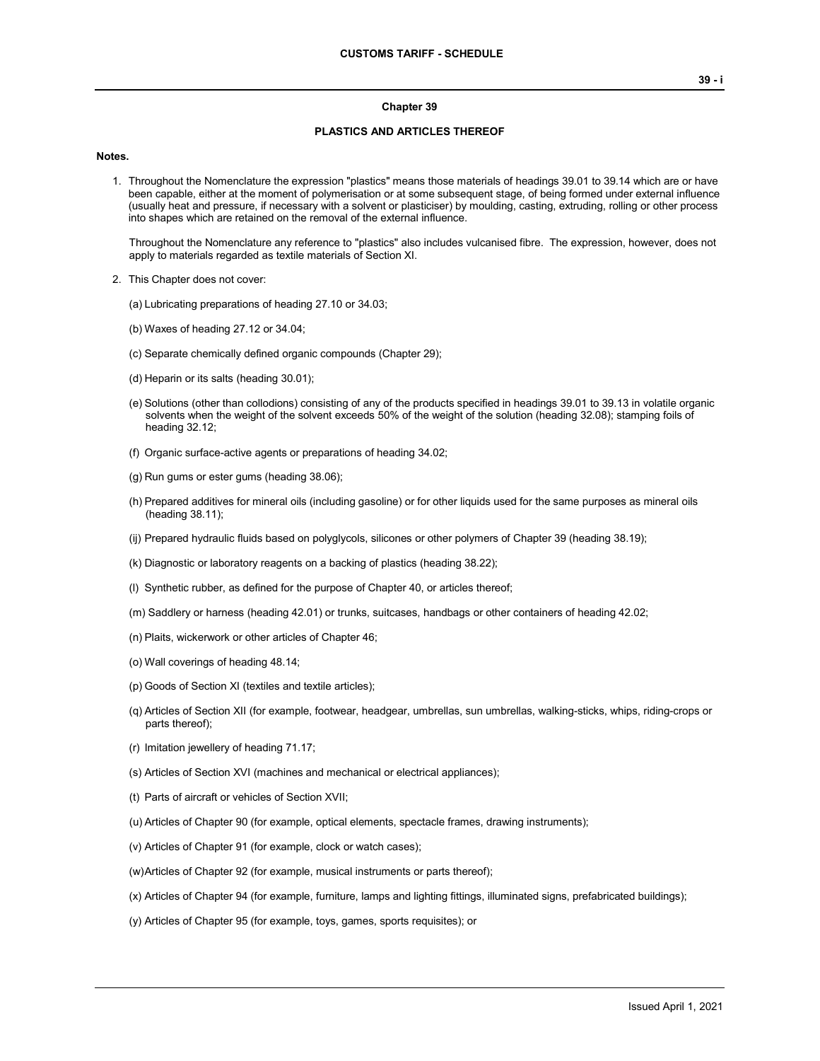## Chapter 39

## PLASTICS AND ARTICLES THEREOF

**Notes.**

1. Throughout the Nomenclature the expression "plastics" means those materials of headings 39.01 to 39.14 which are or have been capable, either at the moment of polymerisation or at some subsequent stage, of being formed under external influence (usually heat and pressure, if necessary with a solvent or plasticiser) by moulding, casting, extruding, rolling or other process into shapes which are retained on the removal of the external influence.

   Throughout the Nomenclature any reference to "plastics" also includes vulcanised fibre. The expression, however, does not apply to materials regarded as textile materials of Section XI.

2. This Chapter does not cover:

   (a) Lubricating preparations of heading 27.10 or 34.03;

   (b) Waxes of heading 27.12 or 34.04;

   (c) Separate chemically defined organic compounds (Chapter 29);

   (d) Heparin or its salts (heading 30.01);

   (e) Solutions (other than collodions) consisting of any of the products specified in headings 39.01 to 39.13 in volatile organic solvents when the weight of the solvent exceeds 50% of the weight of the solution (heading 32.08); stamping foils of heading 32.12;

   (f) Organic surface-active agents or preparations of heading 34.02;

   (g) Run gums or ester gums (heading 38.06);

   (h) Prepared additives for mineral oils (including gasoline) or for other liquids used for the same purposes as mineral oils (heading 38.11);

   (ij) Prepared hydraulic fluids based on polyglycols, silicones or other polymers of Chapter 39 (heading 38.19);

   (k) Diagnostic or laboratory reagents on a backing of plastics (heading 38.22);

   (l) Synthetic rubber, as defined for the purpose of Chapter 40, or articles thereof;

   (m) Saddlery or harness (heading 42.01) or trunks, suitcases, handbags or other containers of heading 42.02;

   (n) Plaits, wickerwork or other articles of Chapter 46;

   (o) Wall coverings of heading 48.14;

   (p) Goods of Section XI (textiles and textile articles);

   (q) Articles of Section XII (for example, footwear, headgear, umbrellas, sun umbrellas, walking-sticks, whips, riding-crops or parts thereof);

   (r) Imitation jewellery of heading 71.17;

   (s) Articles of Section XVI (machines and mechanical or electrical appliances);

   (t) Parts of aircraft or vehicles of Section XVII;

   (u) Articles of Chapter 90 (for example, optical elements, spectacle frames, drawing instruments);

   (v) Articles of Chapter 91 (for example, clock or watch cases);

   (w) Articles of Chapter 92 (for example, musical instruments or parts thereof);

   (x) Articles of Chapter 94 (for example, furniture, lamps and lighting fittings, illuminated signs, prefabricated buildings);

   (y) Articles of Chapter 95 (for example, toys, games, sports requisites); or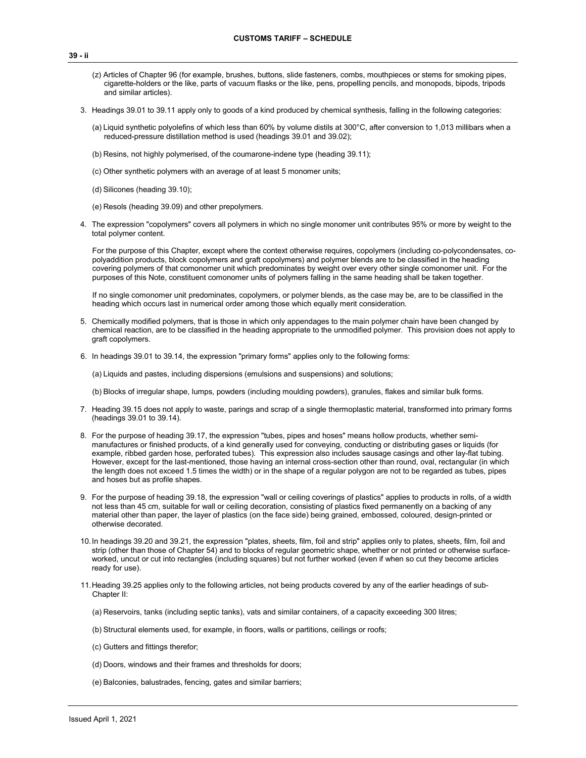(z) Articles of Chapter 96 (for example, brushes, buttons, slide fasteners, combs, mouthpieces or stems for smoking pipes, cigarette-holders or the like, parts of vacuum flasks or the like, pens, propelling pencils, and monopods, bipods, tripods and similar articles).

3. Headings 39.01 to 39.11 apply only to goods of a kind produced by chemical synthesis, falling in the following categories:

   (a) Liquid synthetic polyolefins of which less than 60% by volume distils at 300°C, after conversion to 1,013 millibars when a reduced-pressure distillation method is used (headings 39.01 and 39.02);

   (b) Resins, not highly polymerised, of the coumarone-indene type (heading 39.11);

   (c) Other synthetic polymers with an average of at least 5 monomer units;

   (d) Silicones (heading 39.10);

   (e) Resols (heading 39.09) and other prepolymers.

4. The expression "copolymers" covers all polymers in which no single monomer unit contributes 95% or more by weight to the total polymer content.

   For the purpose of this Chapter, except where the context otherwise requires, copolymers (including co-polycondensates, co-polyaddition products, block copolymers and graft copolymers) and polymer blends are to be classified in the heading covering polymers of that comonomer unit which predominates by weight over every other single comonomer unit. For the purposes of this Note, constituent comonomer units of polymers falling in the same heading shall be taken together.

   If no single comonomer unit predominates, copolymers, or polymer blends, as the case may be, are to be classified in the heading which occurs last in numerical order among those which equally merit consideration.

5. Chemically modified polymers, that is those in which only appendages to the main polymer chain have been changed by chemical reaction, are to be classified in the heading appropriate to the unmodified polymer. This provision does not apply to graft copolymers.

6. In headings 39.01 to 39.14, the expression "primary forms" applies only to the following forms:

   (a) Liquids and pastes, including dispersions (emulsions and suspensions) and solutions;

   (b) Blocks of irregular shape, lumps, powders (including moulding powders), granules, flakes and similar bulk forms.

7. Heading 39.15 does not apply to waste, parings and scrap of a single thermoplastic material, transformed into primary forms (headings 39.01 to 39.14).

8. For the purpose of heading 39.17, the expression "tubes, pipes and hoses" means hollow products, whether semi-manufactures or finished products, of a kind generally used for conveying, conducting or distributing gases or liquids (for example, ribbed garden hose, perforated tubes). This expression also includes sausage casings and other lay-flat tubing. However, except for the last-mentioned, those having an internal cross-section other than round, oval, rectangular (in which the length does not exceed 1.5 times the width) or in the shape of a regular polygon are not to be regarded as tubes, pipes and hoses but as profile shapes.

9. For the purpose of heading 39.18, the expression "wall or ceiling coverings of plastics" applies to products in rolls, of a width not less than 45 cm, suitable for wall or ceiling decoration, consisting of plastics fixed permanently on a backing of any material other than paper, the layer of plastics (on the face side) being grained, embossed, coloured, design-printed or otherwise decorated.

10. In headings 39.20 and 39.21, the expression "plates, sheets, film, foil and strip" applies only to plates, sheets, film, foil and strip (other than those of Chapter 54) and to blocks of regular geometric shape, whether or not printed or otherwise surface-worked, uncut or cut into rectangles (including squares) but not further worked (even if when so cut they become articles ready for use).

11. Heading 39.25 applies only to the following articles, not being products covered by any of the earlier headings of sub-Chapter II:

    (a) Reservoirs, tanks (including septic tanks), vats and similar containers, of a capacity exceeding 300 litres;

    (b) Structural elements used, for example, in floors, walls or partitions, ceilings or roofs;

    (c) Gutters and fittings therefor;

    (d) Doors, windows and their frames and thresholds for doors;

    (e) Balconies, balustrades, fencing, gates and similar barriers;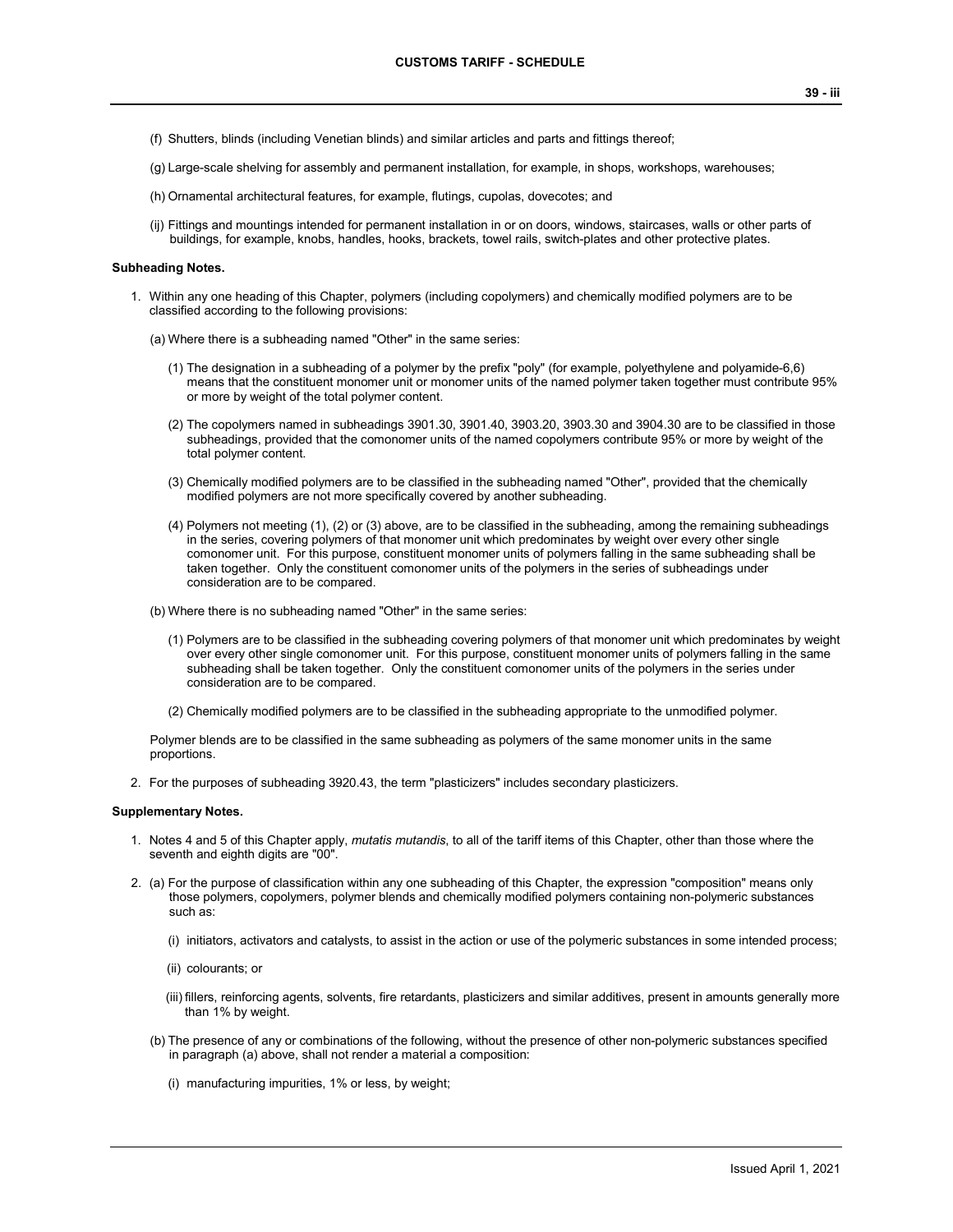(f) Shutters, blinds (including Venetian blinds) and similar articles and parts and fittings thereof;

(g) Large-scale shelving for assembly and permanent installation, for example, in shops, workshops, warehouses;

(h) Ornamental architectural features, for example, flutings, cupolas, dovecotes; and

(ij) Fittings and mountings intended for permanent installation in or on doors, windows, staircases, walls or other parts of buildings, for example, knobs, handles, hooks, brackets, towel rails, switch-plates and other protective plates.

**Subheading Notes.**

1. Within any one heading of this Chapter, polymers (including copolymers) and chemically modified polymers are to be classified according to the following provisions:

   (a) Where there is a subheading named "Other" in the same series:

   (1) The designation in a subheading of a polymer by the prefix "poly" (for example, polyethylene and polyamide-6,6) means that the constituent monomer unit or monomer units of the named polymer taken together must contribute 95% or more by weight of the total polymer content.

   (2) The copolymers named in subheadings 3901.30, 3901.40, 3903.20, 3903.30 and 3904.30 are to be classified in those subheadings, provided that the comonomer units of the named copolymers contribute 95% or more by weight of the total polymer content.

   (3) Chemically modified polymers are to be classified in the subheading named "Other", provided that the chemically modified polymers are not more specifically covered by another subheading.

   (4) Polymers not meeting (1), (2) or (3) above, are to be classified in the subheading, among the remaining subheadings in the series, covering polymers of that monomer unit which predominates by weight over every other single comonomer unit. For this purpose, constituent monomer units of polymers falling in the same subheading shall be taken together. Only the constituent comonomer units of the polymers in the series of subheadings under consideration are to be compared.

   (b) Where there is no subheading named "Other" in the same series:

   (1) Polymers are to be classified in the subheading covering polymers of that monomer unit which predominates by weight over every other single comonomer unit. For this purpose, constituent monomer units of polymers falling in the same subheading shall be taken together. Only the constituent comonomer units of the polymers in the series under consideration are to be compared.

   (2) Chemically modified polymers are to be classified in the subheading appropriate to the unmodified polymer.

   Polymer blends are to be classified in the same subheading as polymers of the same monomer units in the same proportions.

2. For the purposes of subheading 3920.43, the term "plasticizers" includes secondary plasticizers.

**Supplementary Notes.**

1. Notes 4 and 5 of this Chapter apply, *mutatis mutandis*, to all of the tariff items of this Chapter, other than those where the seventh and eighth digits are "00".

2. (a) For the purpose of classification within any one subheading of this Chapter, the expression "composition" means only those polymers, copolymers, polymer blends and chemically modified polymers containing non-polymeric substances such as:

   (i) initiators, activators and catalysts, to assist in the action or use of the polymeric substances in some intended process;

   (ii) colourants; or

   (iii) fillers, reinforcing agents, solvents, fire retardants, plasticizers and similar additives, present in amounts generally more than 1% by weight.

   (b) The presence of any or combinations of the following, without the presence of other non-polymeric substances specified in paragraph (a) above, shall not render a material a composition:

   (i) manufacturing impurities, 1% or less, by weight;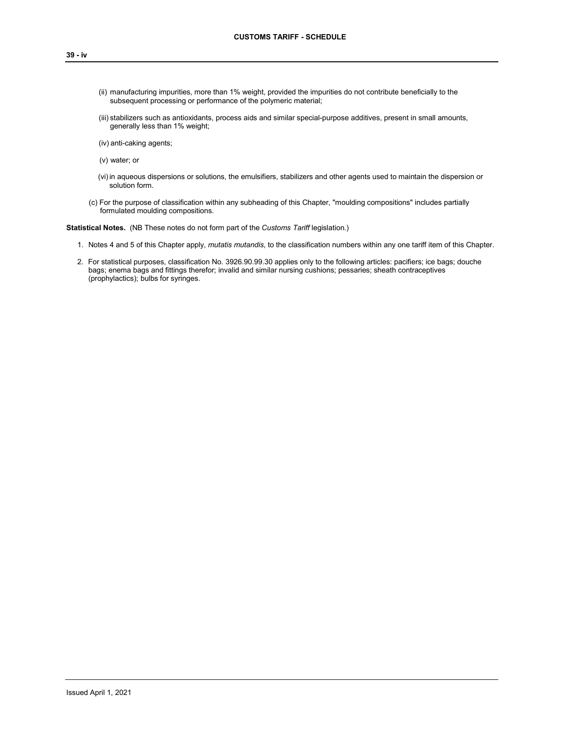(ii) manufacturing impurities, more than 1% weight, provided the impurities do not contribute beneficially to the subsequent processing or performance of the polymeric material;

(iii) stabilizers such as antioxidants, process aids and similar special-purpose additives, present in small amounts, generally less than 1% weight;

(iv) anti-caking agents;

(v) water; or

(vi) in aqueous dispersions or solutions, the emulsifiers, stabilizers and other agents used to maintain the dispersion or solution form.

(c) For the purpose of classification within any subheading of this Chapter, "moulding compositions" includes partially formulated moulding compositions.

**Statistical Notes.** (NB These notes do not form part of the *Customs Tariff* legislation.)

1. Notes 4 and 5 of this Chapter apply, *mutatis mutandis*, to the classification numbers within any one tariff item of this Chapter.

2. For statistical purposes, classification No. 3926.90.99.30 applies only to the following articles: pacifiers; ice bags; douche bags; enema bags and fittings therefor; invalid and similar nursing cushions; pessaries; sheath contraceptives (prophylactics); bulbs for syringes.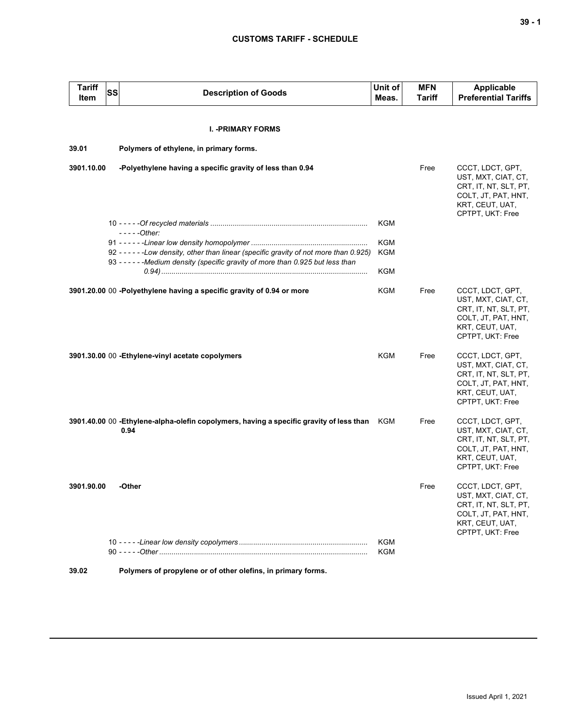| Tariff Item | SS | Description of Goods | Unit of Meas. | MFN Tariff | Applicable Preferential Tariffs |
|---|---|---|---|---|---|
| | | **I. -PRIMARY FORMS** | | | |
| **39.01** | | **Polymers of ethylene, in primary forms.** | | | |
| **3901.10.00** | | **-Polyethylene having a specific gravity of less than 0.94** | | Free | CCCT, LDCT, GPT, UST, MXT, CIAT, CT, CRT, IT, NT, SLT, PT, COLT, JT, PAT, HNT, KRT, CEUT, UAT, CPTPT, UKT: Free |
| | 10 | - - - - -*Of recycled materials* | KGM | | |
| | | - - - - -*Other:* | | | |
| | 91 | - - - - - -*Linear low density homopolymer* | KGM | | |
| | 92 | - - - - - -*Low density, other than linear (specific gravity of not more than 0.925)* | KGM | | |
| | 93 | - - - - - -*Medium density (specific gravity of more than 0.925 but less than 0.94)* | KGM | | |
| **3901.20.00** | 00 | **-Polyethylene having a specific gravity of 0.94 or more** | KGM | Free | CCCT, LDCT, GPT, UST, MXT, CIAT, CT, CRT, IT, NT, SLT, PT, COLT, JT, PAT, HNT, KRT, CEUT, UAT, CPTPT, UKT: Free |
| **3901.30.00** | 00 | **-Ethylene-vinyl acetate copolymers** | KGM | Free | CCCT, LDCT, GPT, UST, MXT, CIAT, CT, CRT, IT, NT, SLT, PT, COLT, JT, PAT, HNT, KRT, CEUT, UAT, CPTPT, UKT: Free |
| **3901.40.00** | 00 | **-Ethylene-alpha-olefin copolymers, having a specific gravity of less than 0.94** | KGM | Free | CCCT, LDCT, GPT, UST, MXT, CIAT, CT, CRT, IT, NT, SLT, PT, COLT, JT, PAT, HNT, KRT, CEUT, UAT, CPTPT, UKT: Free |
| **3901.90.00** | | **-Other** | | Free | CCCT, LDCT, GPT, UST, MXT, CIAT, CT, CRT, IT, NT, SLT, PT, COLT, JT, PAT, HNT, KRT, CEUT, UAT, CPTPT, UKT: Free |
| | 10 | - - - - -*Linear low density copolymers* | KGM | | |
| | 90 | - - - - -*Other* | KGM | | |
| **39.02** | | **Polymers of propylene or of other olefins, in primary forms.** | | | |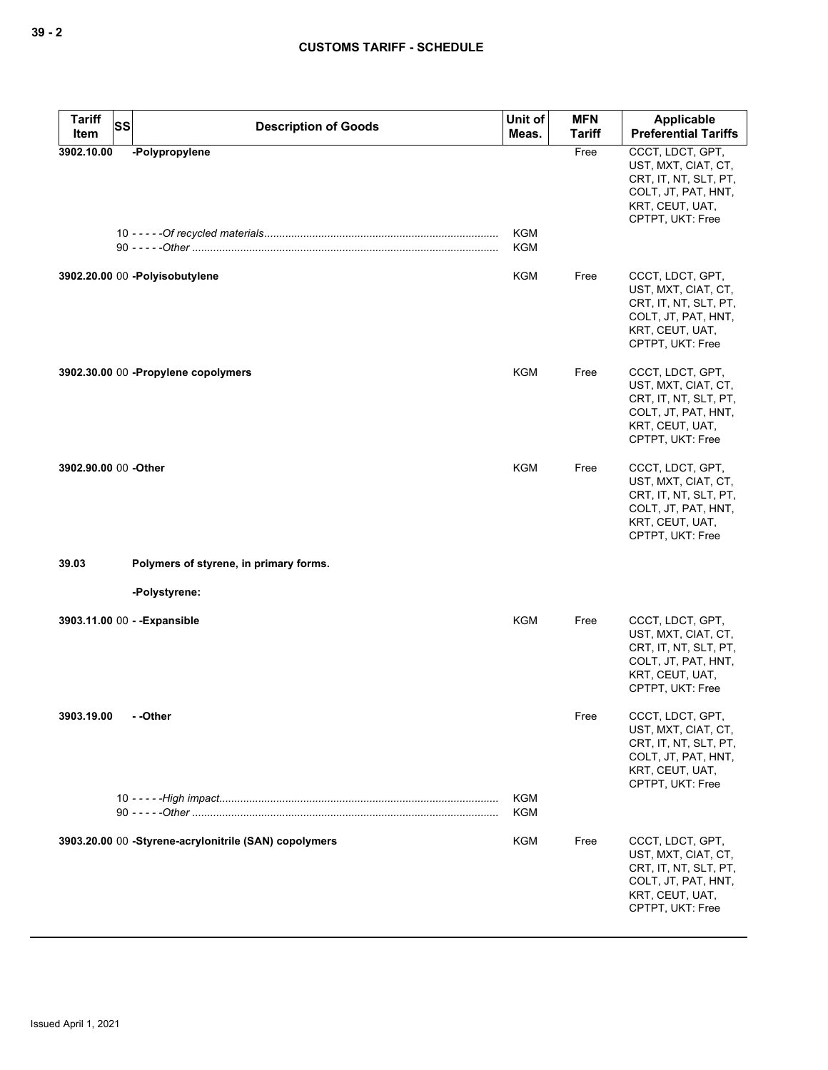**CUSTOMS TARIFF - SCHEDULE**

| Tariff Item | SS | Description of Goods | Unit of Meas. | MFN Tariff | Applicable Preferential Tariffs |
|---|---|---|---|---|---|
| 3902.10.00 | | -Polypropylene | | Free | CCCT, LDCT, GPT, UST, MXT, CIAT, CT, CRT, IT, NT, SLT, PT, COLT, JT, PAT, HNT, KRT, CEUT, UAT, CPTPT, UKT: Free |
| | 10 | - - - - -*Of recycled materials* | KGM | | |
| | 90 | - - - - -*Other* | KGM | | |
| 3902.20.00 | 00 | -Polyisobutylene | KGM | Free | CCCT, LDCT, GPT, UST, MXT, CIAT, CT, CRT, IT, NT, SLT, PT, COLT, JT, PAT, HNT, KRT, CEUT, UAT, CPTPT, UKT: Free |
| 3902.30.00 | 00 | -Propylene copolymers | KGM | Free | CCCT, LDCT, GPT, UST, MXT, CIAT, CT, CRT, IT, NT, SLT, PT, COLT, JT, PAT, HNT, KRT, CEUT, UAT, CPTPT, UKT: Free |
| 3902.90.00 | 00 | -Other | KGM | Free | CCCT, LDCT, GPT, UST, MXT, CIAT, CT, CRT, IT, NT, SLT, PT, COLT, JT, PAT, HNT, KRT, CEUT, UAT, CPTPT, UKT: Free |
| 39.03 | | **Polymers of styrene, in primary forms.** | | | |
| | | -Polystyrene: | | | |
| 3903.11.00 | 00 | - -Expansible | KGM | Free | CCCT, LDCT, GPT, UST, MXT, CIAT, CT, CRT, IT, NT, SLT, PT, COLT, JT, PAT, HNT, KRT, CEUT, UAT, CPTPT, UKT: Free |
| 3903.19.00 | | - -Other | | Free | CCCT, LDCT, GPT, UST, MXT, CIAT, CT, CRT, IT, NT, SLT, PT, COLT, JT, PAT, HNT, KRT, CEUT, UAT, CPTPT, UKT: Free |
| | 10 | - - - - -*High impact* | KGM | | |
| | 90 | - - - - -*Other* | KGM | | |
| 3903.20.00 | 00 | -Styrene-acrylonitrile (SAN) copolymers | KGM | Free | CCCT, LDCT, GPT, UST, MXT, CIAT, CT, CRT, IT, NT, SLT, PT, COLT, JT, PAT, HNT, KRT, CEUT, UAT, CPTPT, UKT: Free |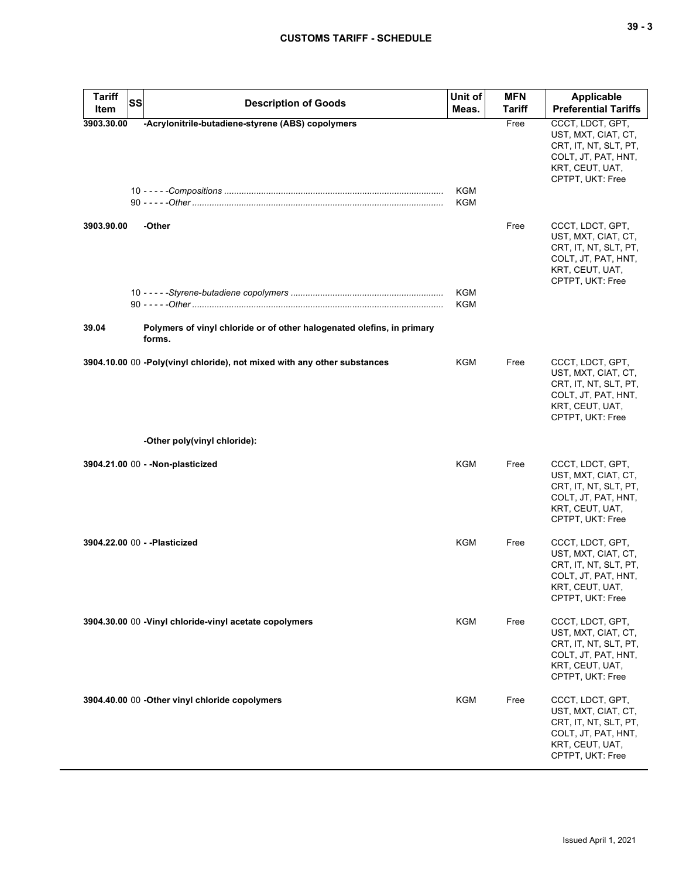| Tariff Item | SS | Description of Goods | Unit of Meas. | MFN Tariff | Applicable Preferential Tariffs |
|---|---|---|---|---|---|
| 3903.30.00 | | -Acrylonitrile-butadiene-styrene (ABS) copolymers | | Free | CCCT, LDCT, GPT, UST, MXT, CIAT, CT, CRT, IT, NT, SLT, PT, COLT, JT, PAT, HNT, KRT, CEUT, UAT, CPTPT, UKT: Free |
| | 10 | - - - - -*Compositions* | KGM | | |
| | 90 | - - - - -*Other* | KGM | | |
| 3903.90.00 | | -Other | | Free | CCCT, LDCT, GPT, UST, MXT, CIAT, CT, CRT, IT, NT, SLT, PT, COLT, JT, PAT, HNT, KRT, CEUT, UAT, CPTPT, UKT: Free |
| | 10 | - - - - -*Styrene-butadiene copolymers* | KGM | | |
| | 90 | - - - - -*Other* | KGM | | |
| 39.04 | | Polymers of vinyl chloride or of other halogenated olefins, in primary forms. | | | |
| 3904.10.00 | 00 | -Poly(vinyl chloride), not mixed with any other substances | KGM | Free | CCCT, LDCT, GPT, UST, MXT, CIAT, CT, CRT, IT, NT, SLT, PT, COLT, JT, PAT, HNT, KRT, CEUT, UAT, CPTPT, UKT: Free |
| | | -Other poly(vinyl chloride): | | | |
| 3904.21.00 | 00 | - -Non-plasticized | KGM | Free | CCCT, LDCT, GPT, UST, MXT, CIAT, CT, CRT, IT, NT, SLT, PT, COLT, JT, PAT, HNT, KRT, CEUT, UAT, CPTPT, UKT: Free |
| 3904.22.00 | 00 | - -Plasticized | KGM | Free | CCCT, LDCT, GPT, UST, MXT, CIAT, CT, CRT, IT, NT, SLT, PT, COLT, JT, PAT, HNT, KRT, CEUT, UAT, CPTPT, UKT: Free |
| 3904.30.00 | 00 | -Vinyl chloride-vinyl acetate copolymers | KGM | Free | CCCT, LDCT, GPT, UST, MXT, CIAT, CT, CRT, IT, NT, SLT, PT, COLT, JT, PAT, HNT, KRT, CEUT, UAT, CPTPT, UKT: Free |
| 3904.40.00 | 00 | -Other vinyl chloride copolymers | KGM | Free | CCCT, LDCT, GPT, UST, MXT, CIAT, CT, CRT, IT, NT, SLT, PT, COLT, JT, PAT, HNT, KRT, CEUT, UAT, CPTPT, UKT: Free |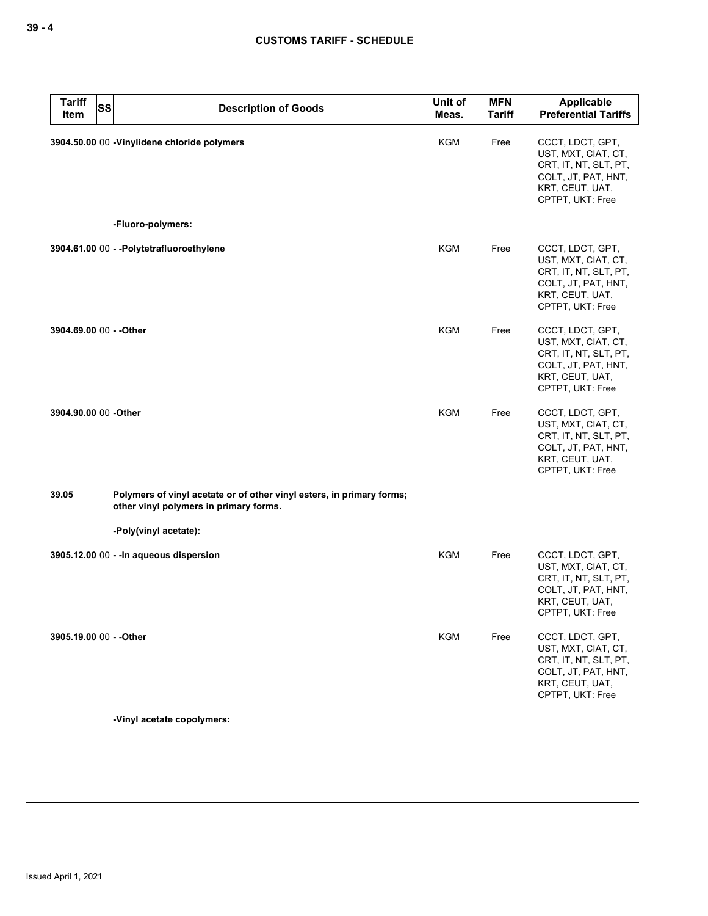| Tariff Item | SS | Description of Goods | Unit of Meas. | MFN Tariff | Applicable Preferential Tariffs |
|---|---|---|---|---|---|
| 3904.50.00 | 00 | -Vinylidene chloride polymers | KGM | Free | CCCT, LDCT, GPT, UST, MXT, CIAT, CT, CRT, IT, NT, SLT, PT, COLT, JT, PAT, HNT, KRT, CEUT, UAT, CPTPT, UKT: Free |
| | | -Fluoro-polymers: | | | |
| 3904.61.00 | 00 | - -Polytetrafluoroethylene | KGM | Free | CCCT, LDCT, GPT, UST, MXT, CIAT, CT, CRT, IT, NT, SLT, PT, COLT, JT, PAT, HNT, KRT, CEUT, UAT, CPTPT, UKT: Free |
| 3904.69.00 | 00 | - -Other | KGM | Free | CCCT, LDCT, GPT, UST, MXT, CIAT, CT, CRT, IT, NT, SLT, PT, COLT, JT, PAT, HNT, KRT, CEUT, UAT, CPTPT, UKT: Free |
| 3904.90.00 | 00 | -Other | KGM | Free | CCCT, LDCT, GPT, UST, MXT, CIAT, CT, CRT, IT, NT, SLT, PT, COLT, JT, PAT, HNT, KRT, CEUT, UAT, CPTPT, UKT: Free |
| 39.05 | | Polymers of vinyl acetate or of other vinyl esters, in primary forms; other vinyl polymers in primary forms. | | | |
| | | -Poly(vinyl acetate): | | | |
| 3905.12.00 | 00 | - -In aqueous dispersion | KGM | Free | CCCT, LDCT, GPT, UST, MXT, CIAT, CT, CRT, IT, NT, SLT, PT, COLT, JT, PAT, HNT, KRT, CEUT, UAT, CPTPT, UKT: Free |
| 3905.19.00 | 00 | - -Other | KGM | Free | CCCT, LDCT, GPT, UST, MXT, CIAT, CT, CRT, IT, NT, SLT, PT, COLT, JT, PAT, HNT, KRT, CEUT, UAT, CPTPT, UKT: Free |
| | | -Vinyl acetate copolymers: | | | |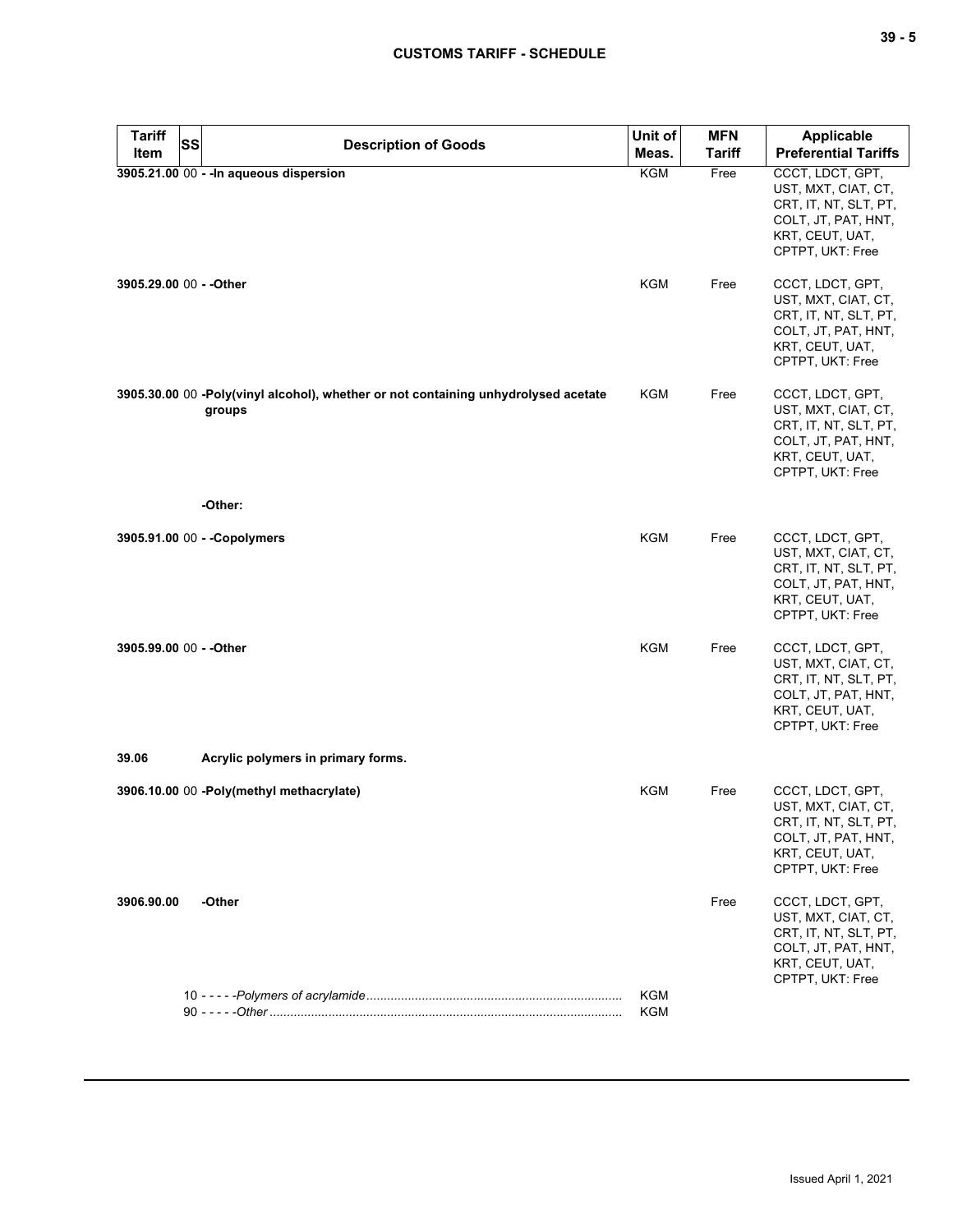| Tariff Item | SS | Description of Goods | Unit of Meas. | MFN Tariff | Applicable Preferential Tariffs |
|---|---|---|---|---|---|
| 3905.21.00 | 00 | - -In aqueous dispersion | KGM | Free | CCCT, LDCT, GPT, UST, MXT, CIAT, CT, CRT, IT, NT, SLT, PT, COLT, JT, PAT, HNT, KRT, CEUT, UAT, CPTPT, UKT: Free |
| 3905.29.00 | 00 | - -Other | KGM | Free | CCCT, LDCT, GPT, UST, MXT, CIAT, CT, CRT, IT, NT, SLT, PT, COLT, JT, PAT, HNT, KRT, CEUT, UAT, CPTPT, UKT: Free |
| 3905.30.00 | 00 | -Poly(vinyl alcohol), whether or not containing unhydrolysed acetate groups | KGM | Free | CCCT, LDCT, GPT, UST, MXT, CIAT, CT, CRT, IT, NT, SLT, PT, COLT, JT, PAT, HNT, KRT, CEUT, UAT, CPTPT, UKT: Free |
| | | -Other: | | | |
| 3905.91.00 | 00 | - -Copolymers | KGM | Free | CCCT, LDCT, GPT, UST, MXT, CIAT, CT, CRT, IT, NT, SLT, PT, COLT, JT, PAT, HNT, KRT, CEUT, UAT, CPTPT, UKT: Free |
| 3905.99.00 | 00 | - -Other | KGM | Free | CCCT, LDCT, GPT, UST, MXT, CIAT, CT, CRT, IT, NT, SLT, PT, COLT, JT, PAT, HNT, KRT, CEUT, UAT, CPTPT, UKT: Free |
| 39.06 | | Acrylic polymers in primary forms. | | | |
| 3906.10.00 | 00 | -Poly(methyl methacrylate) | KGM | Free | CCCT, LDCT, GPT, UST, MXT, CIAT, CT, CRT, IT, NT, SLT, PT, COLT, JT, PAT, HNT, KRT, CEUT, UAT, CPTPT, UKT: Free |
| 3906.90.00 | | -Other | | Free | CCCT, LDCT, GPT, UST, MXT, CIAT, CT, CRT, IT, NT, SLT, PT, COLT, JT, PAT, HNT, KRT, CEUT, UAT, CPTPT, UKT: Free |
| | 10 | - - - - -*Polymers of acrylamide* | KGM | | |
| | 90 | - - - - -*Other* | KGM | | |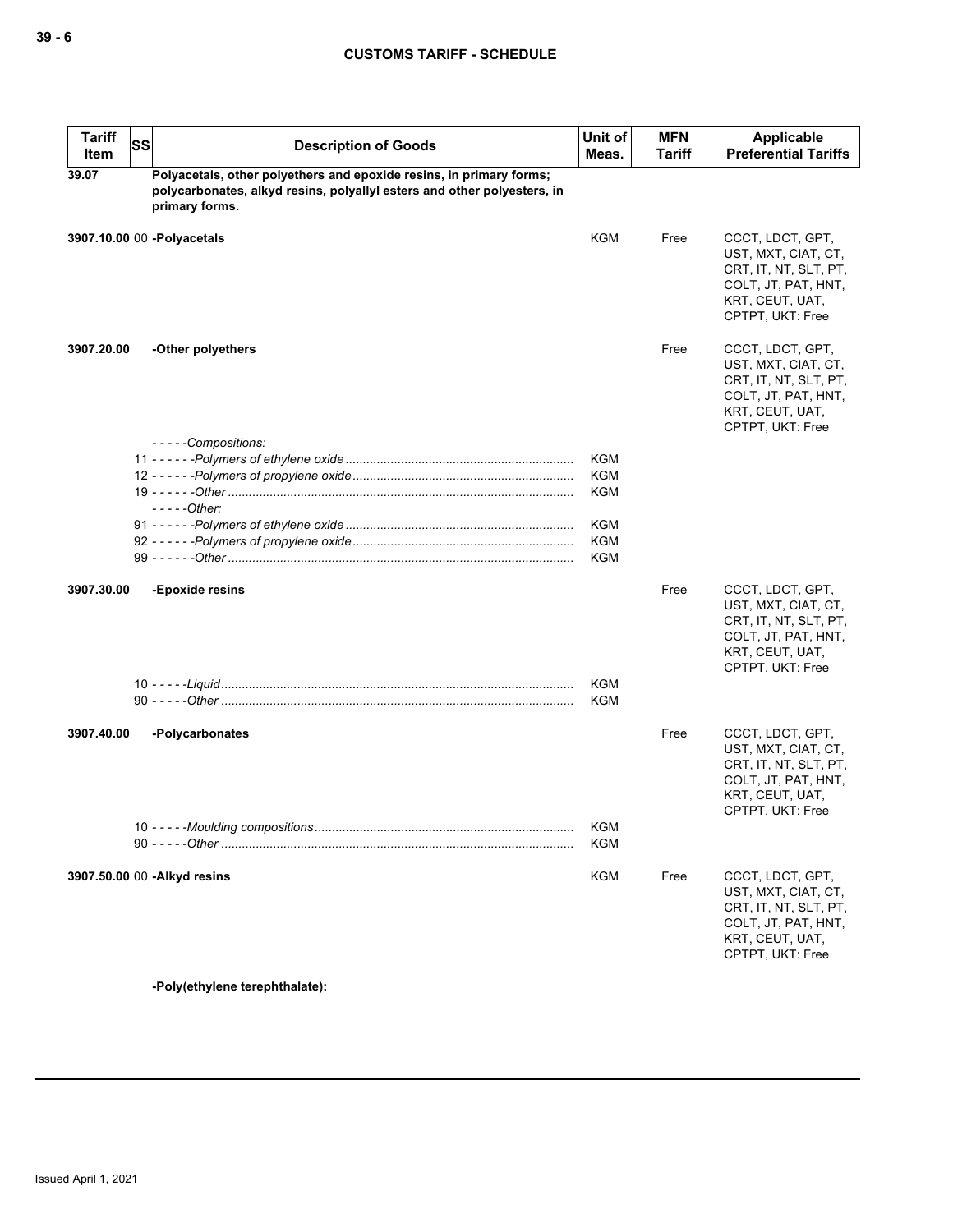| Tariff Item | SS | Description of Goods | Unit of Meas. | MFN Tariff | Applicable Preferential Tariffs |
|---|---|---|---|---|---|
| **39.07** | | **Polyacetals, other polyethers and epoxide resins, in primary forms; polycarbonates, alkyd resins, polyallyl esters and other polyesters, in primary forms.** | | | |
| **3907.10.00** | 00 | **-Polyacetals** | KGM | Free | CCCT, LDCT, GPT, UST, MXT, CIAT, CT, CRT, IT, NT, SLT, PT, COLT, JT, PAT, HNT, KRT, CEUT, UAT, CPTPT, UKT: Free |
| **3907.20.00** | | **-Other polyethers** | | Free | CCCT, LDCT, GPT, UST, MXT, CIAT, CT, CRT, IT, NT, SLT, PT, COLT, JT, PAT, HNT, KRT, CEUT, UAT, CPTPT, UKT: Free |
| | | - - - - -*Compositions:* | | | |
| | 11 | - - - - - -*Polymers of ethylene oxide* | KGM | | |
| | 12 | - - - - - -*Polymers of propylene oxide* | KGM | | |
| | 19 | - - - - - -*Other* | KGM | | |
| | | - - - - -*Other:* | | | |
| | 91 | - - - - - -*Polymers of ethylene oxide* | KGM | | |
| | 92 | - - - - - -*Polymers of propylene oxide* | KGM | | |
| | 99 | - - - - - -*Other* | KGM | | |
| **3907.30.00** | | **-Epoxide resins** | | Free | CCCT, LDCT, GPT, UST, MXT, CIAT, CT, CRT, IT, NT, SLT, PT, COLT, JT, PAT, HNT, KRT, CEUT, UAT, CPTPT, UKT: Free |
| | 10 | - - - - -*Liquid* | KGM | | |
| | 90 | - - - - -*Other* | KGM | | |
| **3907.40.00** | | **-Polycarbonates** | | Free | CCCT, LDCT, GPT, UST, MXT, CIAT, CT, CRT, IT, NT, SLT, PT, COLT, JT, PAT, HNT, KRT, CEUT, UAT, CPTPT, UKT: Free |
| | 10 | - - - - -*Moulding compositions* | KGM | | |
| | 90 | - - - - -*Other* | KGM | | |
| **3907.50.00** | 00 | **-Alkyd resins** | KGM | Free | CCCT, LDCT, GPT, UST, MXT, CIAT, CT, CRT, IT, NT, SLT, PT, COLT, JT, PAT, HNT, KRT, CEUT, UAT, CPTPT, UKT: Free |
| | | **-Poly(ethylene terephthalate):** | | | |

Issued April 1, 2021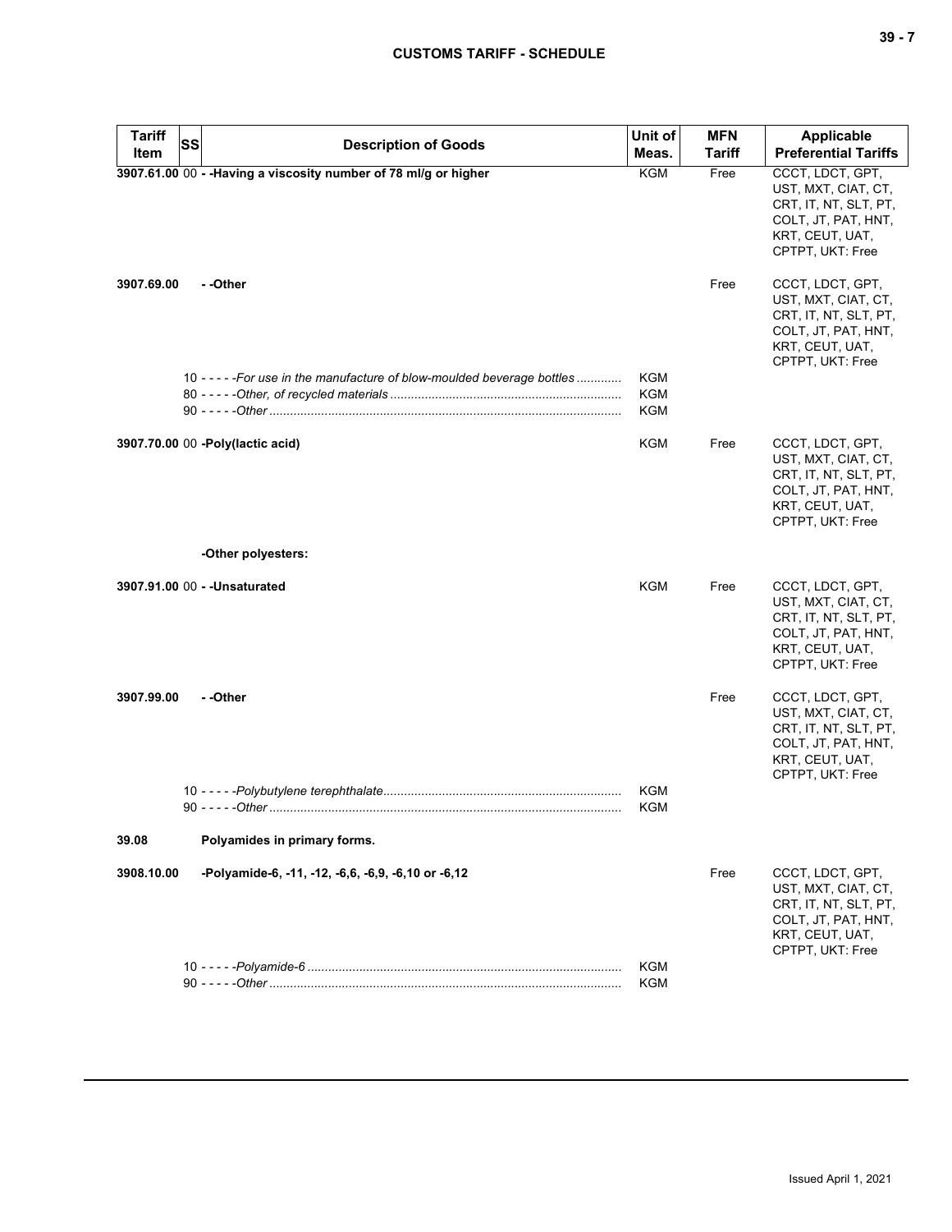| Tariff Item | SS | Description of Goods | Unit of Meas. | MFN Tariff | Applicable Preferential Tariffs |
|---|---|---|---|---|---|
| 3907.61.00 | 00 | **- -Having a viscosity number of 78 ml/g or higher** | KGM | Free | CCCT, LDCT, GPT, UST, MXT, CIAT, CT, CRT, IT, NT, SLT, PT, COLT, JT, PAT, HNT, KRT, CEUT, UAT, CPTPT, UKT: Free |
| 3907.69.00 | | **- -Other** | | Free | CCCT, LDCT, GPT, UST, MXT, CIAT, CT, CRT, IT, NT, SLT, PT, COLT, JT, PAT, HNT, KRT, CEUT, UAT, CPTPT, UKT: Free |
| | 10 | - - - - -*For use in the manufacture of blow-moulded beverage bottles* | KGM | | |
| | 80 | - - - - -*Other, of recycled materials* | KGM | | |
| | 90 | - - - - -*Other* | KGM | | |
| 3907.70.00 | 00 | **-Poly(lactic acid)** | KGM | Free | CCCT, LDCT, GPT, UST, MXT, CIAT, CT, CRT, IT, NT, SLT, PT, COLT, JT, PAT, HNT, KRT, CEUT, UAT, CPTPT, UKT: Free |
| | | **-Other polyesters:** | | | |
| 3907.91.00 | 00 | **- -Unsaturated** | KGM | Free | CCCT, LDCT, GPT, UST, MXT, CIAT, CT, CRT, IT, NT, SLT, PT, COLT, JT, PAT, HNT, KRT, CEUT, UAT, CPTPT, UKT: Free |
| 3907.99.00 | | **- -Other** | | Free | CCCT, LDCT, GPT, UST, MXT, CIAT, CT, CRT, IT, NT, SLT, PT, COLT, JT, PAT, HNT, KRT, CEUT, UAT, CPTPT, UKT: Free |
| | 10 | - - - - -*Polybutylene terephthalate* | KGM | | |
| | 90 | - - - - -*Other* | KGM | | |
| **39.08** | | **Polyamides in primary forms.** | | | |
| 3908.10.00 | | **-Polyamide-6, -11, -12, -6,6, -6,9, -6,10 or -6,12** | | Free | CCCT, LDCT, GPT, UST, MXT, CIAT, CT, CRT, IT, NT, SLT, PT, COLT, JT, PAT, HNT, KRT, CEUT, UAT, CPTPT, UKT: Free |
| | 10 | - - - - -*Polyamide-6* | KGM | | |
| | 90 | - - - - -*Other* | KGM | | |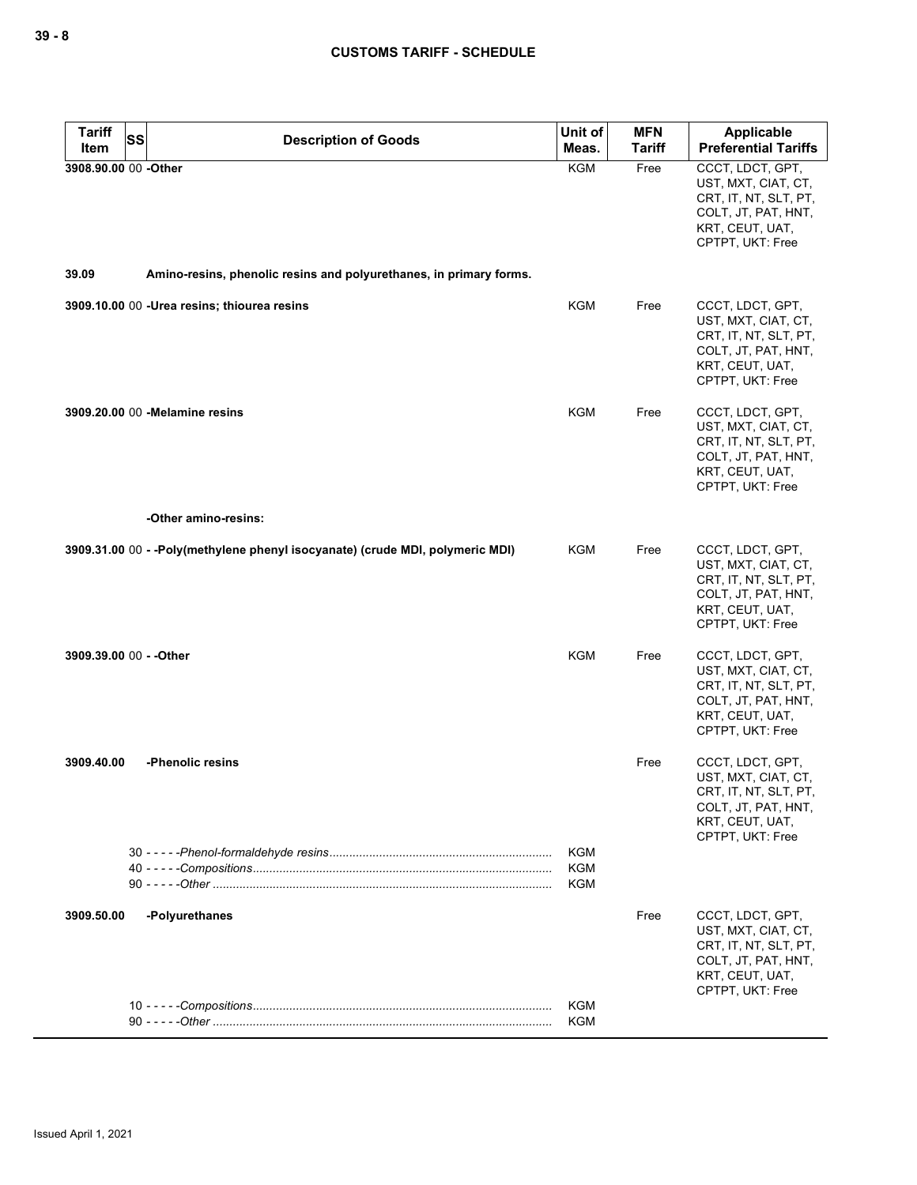| Tariff Item | SS | Description of Goods | Unit of Meas. | MFN Tariff | Applicable Preferential Tariffs |
|---|---|---|---|---|---|
| 3908.90.00 | 00 | **-Other** | KGM | Free | CCCT, LDCT, GPT, UST, MXT, CIAT, CT, CRT, IT, NT, SLT, PT, COLT, JT, PAT, HNT, KRT, CEUT, UAT, CPTPT, UKT: Free |
| **39.09** | | **Amino-resins, phenolic resins and polyurethanes, in primary forms.** | | | |
| 3909.10.00 | 00 | **-Urea resins; thiourea resins** | KGM | Free | CCCT, LDCT, GPT, UST, MXT, CIAT, CT, CRT, IT, NT, SLT, PT, COLT, JT, PAT, HNT, KRT, CEUT, UAT, CPTPT, UKT: Free |
| 3909.20.00 | 00 | **-Melamine resins** | KGM | Free | CCCT, LDCT, GPT, UST, MXT, CIAT, CT, CRT, IT, NT, SLT, PT, COLT, JT, PAT, HNT, KRT, CEUT, UAT, CPTPT, UKT: Free |
| | | **-Other amino-resins:** | | | |
| 3909.31.00 | 00 | **- -Poly(methylene phenyl isocyanate) (crude MDI, polymeric MDI)** | KGM | Free | CCCT, LDCT, GPT, UST, MXT, CIAT, CT, CRT, IT, NT, SLT, PT, COLT, JT, PAT, HNT, KRT, CEUT, UAT, CPTPT, UKT: Free |
| 3909.39.00 | 00 | **- -Other** | KGM | Free | CCCT, LDCT, GPT, UST, MXT, CIAT, CT, CRT, IT, NT, SLT, PT, COLT, JT, PAT, HNT, KRT, CEUT, UAT, CPTPT, UKT: Free |
| **3909.40.00** | | **-Phenolic resins** | | Free | CCCT, LDCT, GPT, UST, MXT, CIAT, CT, CRT, IT, NT, SLT, PT, COLT, JT, PAT, HNT, KRT, CEUT, UAT, CPTPT, UKT: Free |
| | 30 | - - - - -*Phenol-formaldehyde resins* | KGM | | |
| | 40 | - - - - -*Compositions* | KGM | | |
| | 90 | - - - - -*Other* | KGM | | |
| **3909.50.00** | | **-Polyurethanes** | | Free | CCCT, LDCT, GPT, UST, MXT, CIAT, CT, CRT, IT, NT, SLT, PT, COLT, JT, PAT, HNT, KRT, CEUT, UAT, CPTPT, UKT: Free |
| | 10 | - - - - -*Compositions* | KGM | | |
| | 90 | - - - - -*Other* | KGM | | |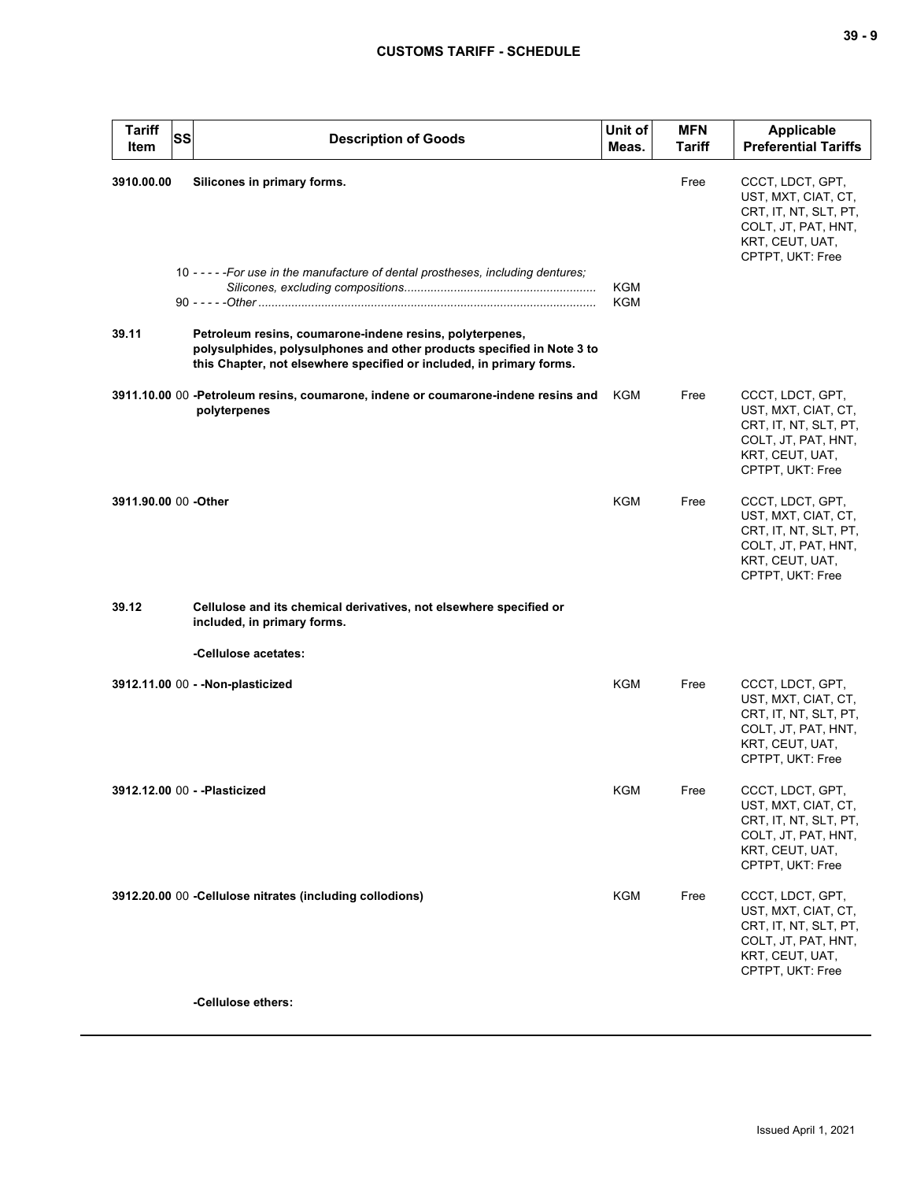| Tariff Item | SS | Description of Goods | Unit of Meas. | MFN Tariff | Applicable Preferential Tariffs |
|---|---|---|---|---|---|
| 3910.00.00 | | **Silicones in primary forms.** | | Free | CCCT, LDCT, GPT, UST, MXT, CIAT, CT, CRT, IT, NT, SLT, PT, COLT, JT, PAT, HNT, KRT, CEUT, UAT, CPTPT, UKT: Free |
| | | 10 - - - - -*For use in the manufacture of dental prostheses, including dentures; Silicones, excluding compositions* | KGM | | |
| | | 90 - - - - -*Other* | KGM | | |
| 39.11 | | **Petroleum resins, coumarone-indene resins, polyterpenes, polysulphides, polysulphones and other products specified in Note 3 to this Chapter, not elsewhere specified or included, in primary forms.** | | | |
| 3911.10.00 | 00 | **-Petroleum resins, coumarone, indene or coumarone-indene resins and polyterpenes** | KGM | Free | CCCT, LDCT, GPT, UST, MXT, CIAT, CT, CRT, IT, NT, SLT, PT, COLT, JT, PAT, HNT, KRT, CEUT, UAT, CPTPT, UKT: Free |
| 3911.90.00 | 00 | **-Other** | KGM | Free | CCCT, LDCT, GPT, UST, MXT, CIAT, CT, CRT, IT, NT, SLT, PT, COLT, JT, PAT, HNT, KRT, CEUT, UAT, CPTPT, UKT: Free |
| 39.12 | | **Cellulose and its chemical derivatives, not elsewhere specified or included, in primary forms.** | | | |
| | | **-Cellulose acetates:** | | | |
| 3912.11.00 | 00 | **- -Non-plasticized** | KGM | Free | CCCT, LDCT, GPT, UST, MXT, CIAT, CT, CRT, IT, NT, SLT, PT, COLT, JT, PAT, HNT, KRT, CEUT, UAT, CPTPT, UKT: Free |
| 3912.12.00 | 00 | **- -Plasticized** | KGM | Free | CCCT, LDCT, GPT, UST, MXT, CIAT, CT, CRT, IT, NT, SLT, PT, COLT, JT, PAT, HNT, KRT, CEUT, UAT, CPTPT, UKT: Free |
| 3912.20.00 | 00 | **-Cellulose nitrates (including collodions)** | KGM | Free | CCCT, LDCT, GPT, UST, MXT, CIAT, CT, CRT, IT, NT, SLT, PT, COLT, JT, PAT, HNT, KRT, CEUT, UAT, CPTPT, UKT: Free |
| | | **-Cellulose ethers:** | | | |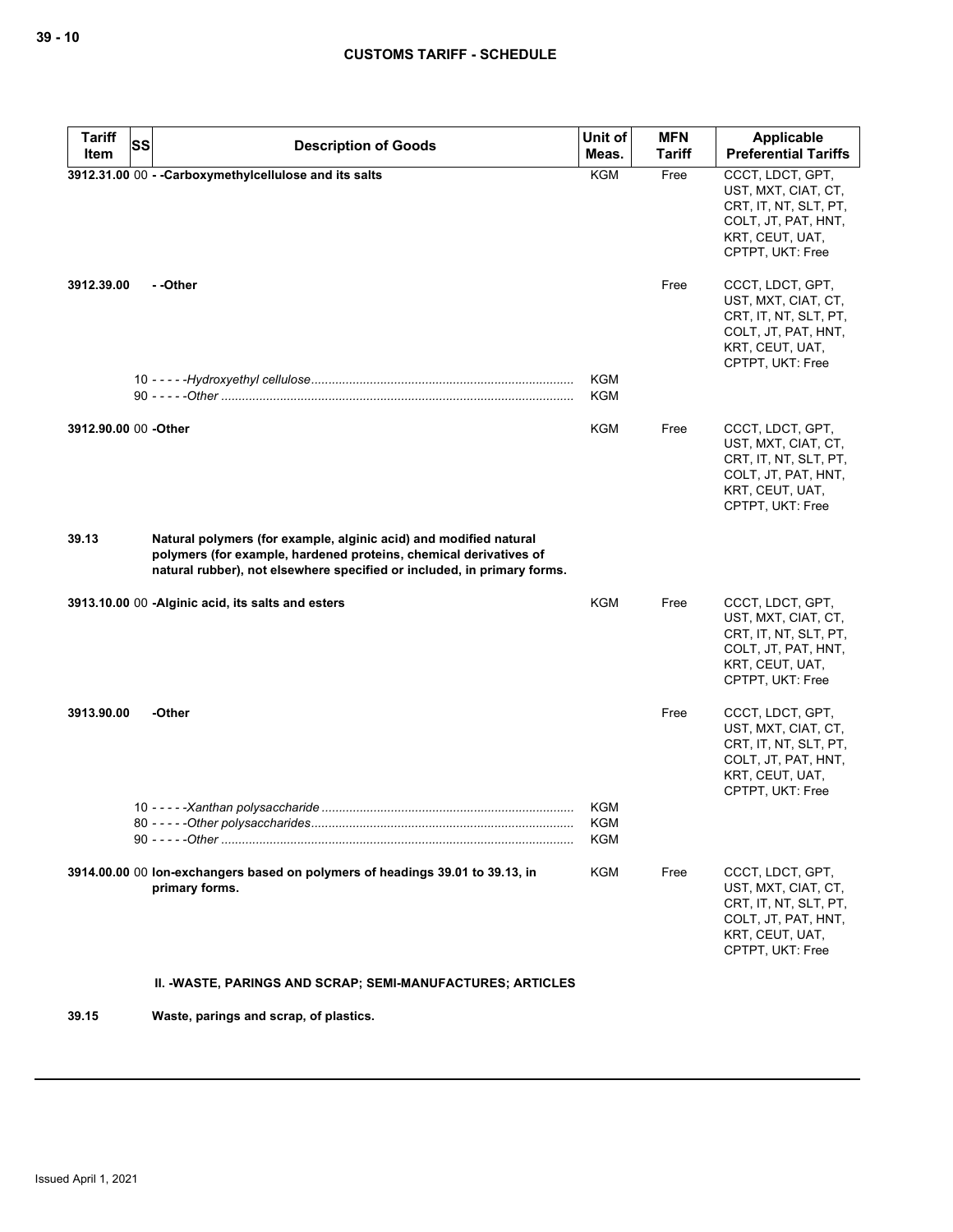| Tariff Item | SS | Description of Goods | Unit of Meas. | MFN Tariff | Applicable Preferential Tariffs |
|---|---|---|---|---|---|
| 3912.31.00 | 00 | **- -Carboxymethylcellulose and its salts** | KGM | Free | CCCT, LDCT, GPT, UST, MXT, CIAT, CT, CRT, IT, NT, SLT, PT, COLT, JT, PAT, HNT, KRT, CEUT, UAT, CPTPT, UKT: Free |
| 3912.39.00 | | **- -Other** | | Free | CCCT, LDCT, GPT, UST, MXT, CIAT, CT, CRT, IT, NT, SLT, PT, COLT, JT, PAT, HNT, KRT, CEUT, UAT, CPTPT, UKT: Free |
| | 10 | - - - - -*Hydroxyethyl cellulose* | KGM | | |
| | 90 | - - - - -*Other* | KGM | | |
| 3912.90.00 | 00 | **-Other** | KGM | Free | CCCT, LDCT, GPT, UST, MXT, CIAT, CT, CRT, IT, NT, SLT, PT, COLT, JT, PAT, HNT, KRT, CEUT, UAT, CPTPT, UKT: Free |
| 39.13 | | **Natural polymers (for example, alginic acid) and modified natural polymers (for example, hardened proteins, chemical derivatives of natural rubber), not elsewhere specified or included, in primary forms.** | | | |
| 3913.10.00 | 00 | **-Alginic acid, its salts and esters** | KGM | Free | CCCT, LDCT, GPT, UST, MXT, CIAT, CT, CRT, IT, NT, SLT, PT, COLT, JT, PAT, HNT, KRT, CEUT, UAT, CPTPT, UKT: Free |
| 3913.90.00 | | **-Other** | | Free | CCCT, LDCT, GPT, UST, MXT, CIAT, CT, CRT, IT, NT, SLT, PT, COLT, JT, PAT, HNT, KRT, CEUT, UAT, CPTPT, UKT: Free |
| | 10 | - - - - -*Xanthan polysaccharide* | KGM | | |
| | 80 | - - - - -*Other polysaccharides* | KGM | | |
| | 90 | - - - - -*Other* | KGM | | |
| 3914.00.00 | 00 | **Ion-exchangers based on polymers of headings 39.01 to 39.13, in primary forms.** | KGM | Free | CCCT, LDCT, GPT, UST, MXT, CIAT, CT, CRT, IT, NT, SLT, PT, COLT, JT, PAT, HNT, KRT, CEUT, UAT, CPTPT, UKT: Free |
| | | **II. -WASTE, PARINGS AND SCRAP; SEMI-MANUFACTURES; ARTICLES** | | | |
| 39.15 | | **Waste, parings and scrap, of plastics.** | | | |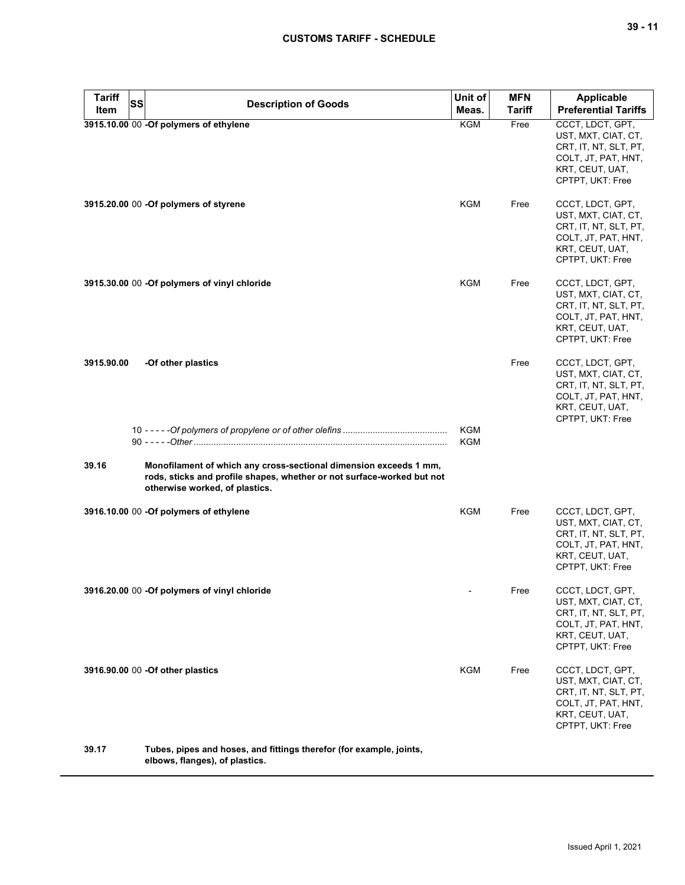| Tariff Item | SS | Description of Goods | Unit of Meas. | MFN Tariff | Applicable Preferential Tariffs |
|---|---|---|---|---|---|
| 3915.10.00 | 00 | **-Of polymers of ethylene** | KGM | Free | CCCT, LDCT, GPT, UST, MXT, CIAT, CT, CRT, IT, NT, SLT, PT, COLT, JT, PAT, HNT, KRT, CEUT, UAT, CPTPT, UKT: Free |
| 3915.20.00 | 00 | **-Of polymers of styrene** | KGM | Free | CCCT, LDCT, GPT, UST, MXT, CIAT, CT, CRT, IT, NT, SLT, PT, COLT, JT, PAT, HNT, KRT, CEUT, UAT, CPTPT, UKT: Free |
| 3915.30.00 | 00 | **-Of polymers of vinyl chloride** | KGM | Free | CCCT, LDCT, GPT, UST, MXT, CIAT, CT, CRT, IT, NT, SLT, PT, COLT, JT, PAT, HNT, KRT, CEUT, UAT, CPTPT, UKT: Free |
| 3915.90.00 | | **-Of other plastics** | | Free | CCCT, LDCT, GPT, UST, MXT, CIAT, CT, CRT, IT, NT, SLT, PT, COLT, JT, PAT, HNT, KRT, CEUT, UAT, CPTPT, UKT: Free |
| | 10 | - - - - -*Of polymers of propylene or of other olefins* | KGM | | |
| | 90 | - - - - -*Other* | KGM | | |
| 39.16 | | **Monofilament of which any cross-sectional dimension exceeds 1 mm, rods, sticks and profile shapes, whether or not surface-worked but not otherwise worked, of plastics.** | | | |
| 3916.10.00 | 00 | **-Of polymers of ethylene** | KGM | Free | CCCT, LDCT, GPT, UST, MXT, CIAT, CT, CRT, IT, NT, SLT, PT, COLT, JT, PAT, HNT, KRT, CEUT, UAT, CPTPT, UKT: Free |
| 3916.20.00 | 00 | **-Of polymers of vinyl chloride** | - | Free | CCCT, LDCT, GPT, UST, MXT, CIAT, CT, CRT, IT, NT, SLT, PT, COLT, JT, PAT, HNT, KRT, CEUT, UAT, CPTPT, UKT: Free |
| 3916.90.00 | 00 | **-Of other plastics** | KGM | Free | CCCT, LDCT, GPT, UST, MXT, CIAT, CT, CRT, IT, NT, SLT, PT, COLT, JT, PAT, HNT, KRT, CEUT, UAT, CPTPT, UKT: Free |
| 39.17 | | **Tubes, pipes and hoses, and fittings therefor (for example, joints, elbows, flanges), of plastics.** | | | |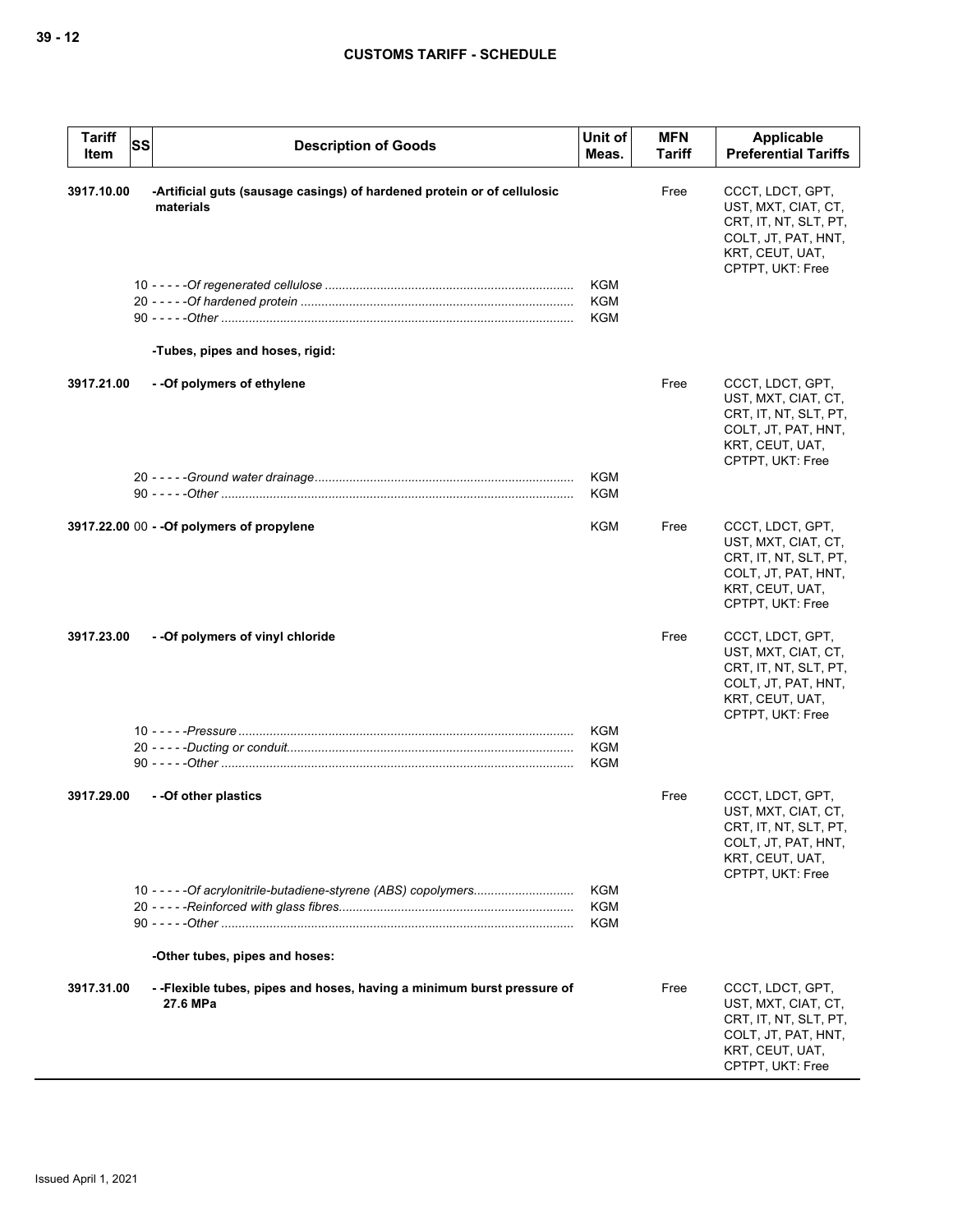| Tariff Item | SS | Description of Goods | Unit of Meas. | MFN Tariff | Applicable Preferential Tariffs |
|---|---|---|---|---|---|
| 3917.10.00 | | **-Artificial guts (sausage casings) of hardened protein or of cellulosic materials** | | Free | CCCT, LDCT, GPT, UST, MXT, CIAT, CT, CRT, IT, NT, SLT, PT, COLT, JT, PAT, HNT, KRT, CEUT, UAT, CPTPT, UKT: Free |
| | 10 | - - - - -*Of regenerated cellulose* | KGM | | |
| | 20 | - - - - -*Of hardened protein* | KGM | | |
| | 90 | - - - - -*Other* | KGM | | |
| | | **-Tubes, pipes and hoses, rigid:** | | | |
| 3917.21.00 | | **- -Of polymers of ethylene** | | Free | CCCT, LDCT, GPT, UST, MXT, CIAT, CT, CRT, IT, NT, SLT, PT, COLT, JT, PAT, HNT, KRT, CEUT, UAT, CPTPT, UKT: Free |
| | 20 | - - - - -*Ground water drainage* | KGM | | |
| | 90 | - - - - -*Other* | KGM | | |
| 3917.22.00 | 00 | **- -Of polymers of propylene** | KGM | Free | CCCT, LDCT, GPT, UST, MXT, CIAT, CT, CRT, IT, NT, SLT, PT, COLT, JT, PAT, HNT, KRT, CEUT, UAT, CPTPT, UKT: Free |
| 3917.23.00 | | **- -Of polymers of vinyl chloride** | | Free | CCCT, LDCT, GPT, UST, MXT, CIAT, CT, CRT, IT, NT, SLT, PT, COLT, JT, PAT, HNT, KRT, CEUT, UAT, CPTPT, UKT: Free |
| | 10 | - - - - -*Pressure* | KGM | | |
| | 20 | - - - - -*Ducting or conduit* | KGM | | |
| | 90 | - - - - -*Other* | KGM | | |
| 3917.29.00 | | **- -Of other plastics** | | Free | CCCT, LDCT, GPT, UST, MXT, CIAT, CT, CRT, IT, NT, SLT, PT, COLT, JT, PAT, HNT, KRT, CEUT, UAT, CPTPT, UKT: Free |
| | 10 | - - - - -*Of acrylonitrile-butadiene-styrene (ABS) copolymers* | KGM | | |
| | 20 | - - - - -*Reinforced with glass fibres* | KGM | | |
| | 90 | - - - - -*Other* | KGM | | |
| | | **-Other tubes, pipes and hoses:** | | | |
| 3917.31.00 | | **- -Flexible tubes, pipes and hoses, having a minimum burst pressure of 27.6 MPa** | | Free | CCCT, LDCT, GPT, UST, MXT, CIAT, CT, CRT, IT, NT, SLT, PT, COLT, JT, PAT, HNT, KRT, CEUT, UAT, CPTPT, UKT: Free |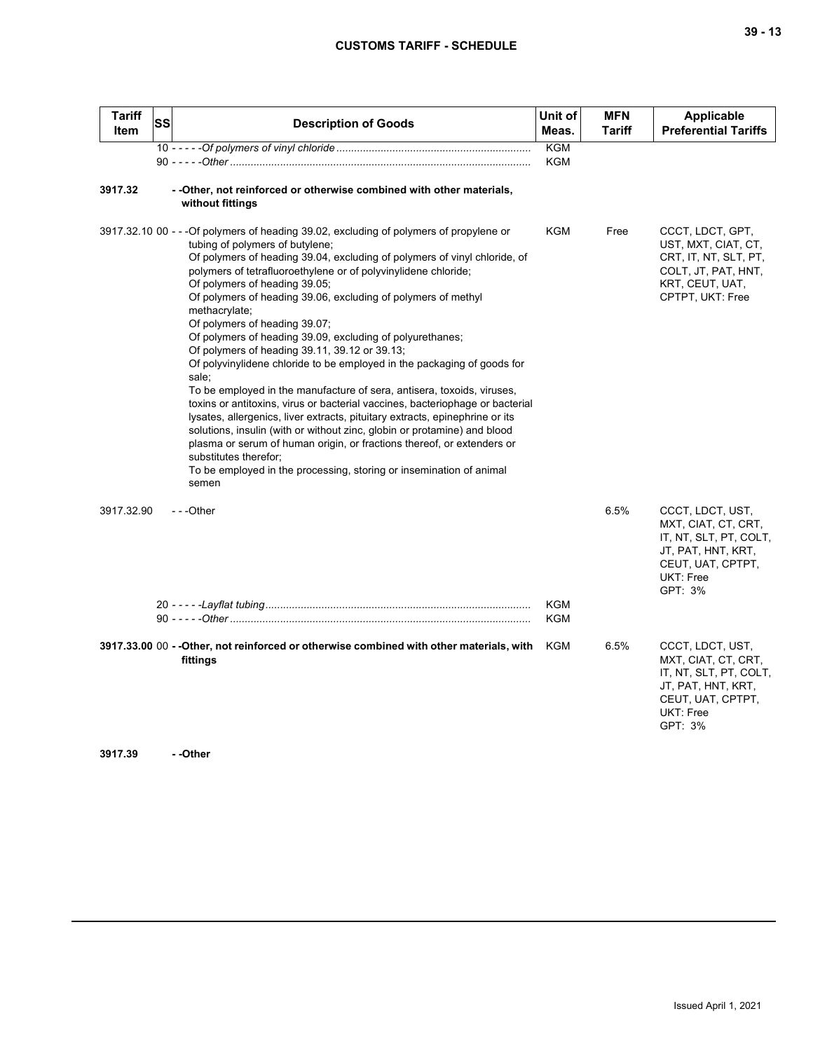| Tariff Item | SS | Description of Goods | Unit of Meas. | MFN Tariff | Applicable Preferential Tariffs |
|---|---|---|---|---|---|
| | 10 | - - - - -*Of polymers of vinyl chloride* | KGM | | |
| | 90 | - - - - -*Other* | KGM | | |
| **3917.32** | | **- -Other, not reinforced or otherwise combined with other materials, without fittings** | | | |
| 3917.32.10 | 00 | - - -Of polymers of heading 39.02, excluding of polymers of propylene or tubing of polymers of butylene;<br>Of polymers of heading 39.04, excluding of polymers of vinyl chloride, of polymers of tetrafluoroethylene or of polyvinylidene chloride;<br>Of polymers of heading 39.05;<br>Of polymers of heading 39.06, excluding of polymers of methyl methacrylate;<br>Of polymers of heading 39.07;<br>Of polymers of heading 39.09, excluding of polyurethanes;<br>Of polymers of heading 39.11, 39.12 or 39.13;<br>Of polyvinylidene chloride to be employed in the packaging of goods for sale;<br>To be employed in the manufacture of sera, antisera, toxoids, viruses, toxins or antitoxins, virus or bacterial vaccines, bacteriophage or bacterial lysates, allergenics, liver extracts, pituitary extracts, epinephrine or its solutions, insulin (with or without zinc, globin or protamine) and blood plasma or serum of human origin, or fractions thereof, or extenders or substitutes therefor;<br>To be employed in the processing, storing or insemination of animal semen | KGM | Free | CCCT, LDCT, GPT, UST, MXT, CIAT, CT, CRT, IT, NT, SLT, PT, COLT, JT, PAT, HNT, KRT, CEUT, UAT, CPTPT, UKT: Free |
| 3917.32.90 | | - - -Other | | 6.5% | CCCT, LDCT, UST, MXT, CIAT, CT, CRT, IT, NT, SLT, PT, COLT, JT, PAT, HNT, KRT, CEUT, UAT, CPTPT, UKT: Free<br>GPT: 3% |
| | 20 | - - - - -*Layflat tubing* | KGM | | |
| | 90 | - - - - -*Other* | KGM | | |
| **3917.33.00** | **00** | **- -Other, not reinforced or otherwise combined with other materials, with fittings** | KGM | 6.5% | CCCT, LDCT, UST, MXT, CIAT, CT, CRT, IT, NT, SLT, PT, COLT, JT, PAT, HNT, KRT, CEUT, UAT, CPTPT, UKT: Free<br>GPT: 3% |
| **3917.39** | | **- -Other** | | | |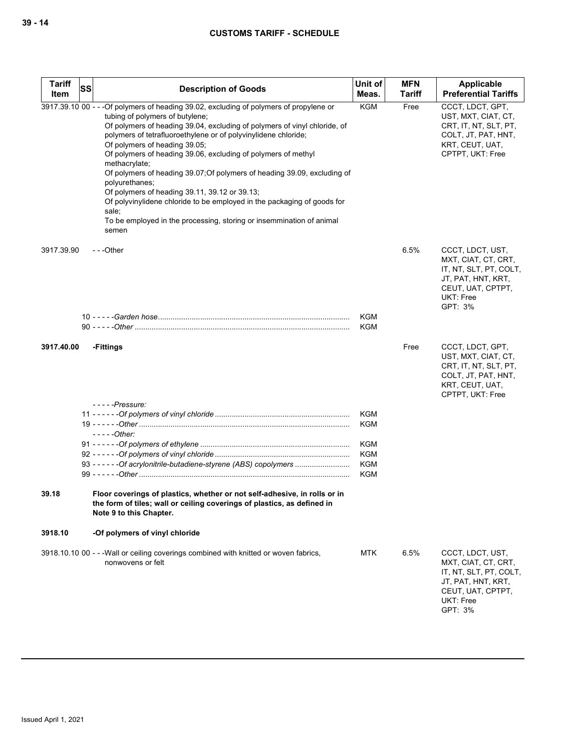| Tariff Item | SS | Description of Goods | Unit of Meas. | MFN Tariff | Applicable Preferential Tariffs |
|---|---|---|---|---|---|
| 3917.39.10 | 00 | - - -Of polymers of heading 39.02, excluding of polymers of propylene or tubing of polymers of butylene;<br>Of polymers of heading 39.04, excluding of polymers of vinyl chloride, of polymers of tetrafluoroethylene or of polyvinylidene chloride;<br>Of polymers of heading 39.05;<br>Of polymers of heading 39.06, excluding of polymers of methyl methacrylate;<br>Of polymers of heading 39.07;Of polymers of heading 39.09, excluding of polyurethanes;<br>Of polymers of heading 39.11, 39.12 or 39.13;<br>Of polyvinylidene chloride to be employed in the packaging of goods for sale;<br>To be employed in the processing, storing or insemmination of animal semen | KGM | Free | CCCT, LDCT, GPT, UST, MXT, CIAT, CT, CRT, IT, NT, SLT, PT, COLT, JT, PAT, HNT, KRT, CEUT, UAT, CPTPT, UKT: Free |
| 3917.39.90 | | - - -Other | | 6.5% | CCCT, LDCT, UST, MXT, CIAT, CT, CRT, IT, NT, SLT, PT, COLT, JT, PAT, HNT, KRT, CEUT, UAT, CPTPT, UKT: Free<br>GPT: 3% |
| | 10 | - - - - -*Garden hose* | KGM | | |
| | 90 | - - - - -*Other* | KGM | | |
| **3917.40.00** | | **-Fittings** | | Free | CCCT, LDCT, GPT, UST, MXT, CIAT, CT, CRT, IT, NT, SLT, PT, COLT, JT, PAT, HNT, KRT, CEUT, UAT, CPTPT, UKT: Free |
| | | - - - - -*Pressure:* | | | |
| | 11 | - - - - - -*Of polymers of vinyl chloride* | KGM | | |
| | 19 | - - - - - -*Other* | KGM | | |
| | | - - - - -*Other:* | | | |
| | 91 | - - - - - -*Of polymers of ethylene* | KGM | | |
| | 92 | - - - - - -*Of polymers of vinyl chloride* | KGM | | |
| | 93 | - - - - - -*Of acrylonitrile-butadiene-styrene (ABS) copolymers* | KGM | | |
| | 99 | - - - - - -*Other* | KGM | | |
| **39.18** | | **Floor coverings of plastics, whether or not self-adhesive, in rolls or in the form of tiles; wall or ceiling coverings of plastics, as defined in Note 9 to this Chapter.** | | | |
| **3918.10** | | **-Of polymers of vinyl chloride** | | | |
| 3918.10.10 | 00 | - - -Wall or ceiling coverings combined with knitted or woven fabrics, nonwovens or felt | MTK | 6.5% | CCCT, LDCT, UST, MXT, CIAT, CT, CRT, IT, NT, SLT, PT, COLT, JT, PAT, HNT, KRT, CEUT, UAT, CPTPT, UKT: Free<br>GPT: 3% |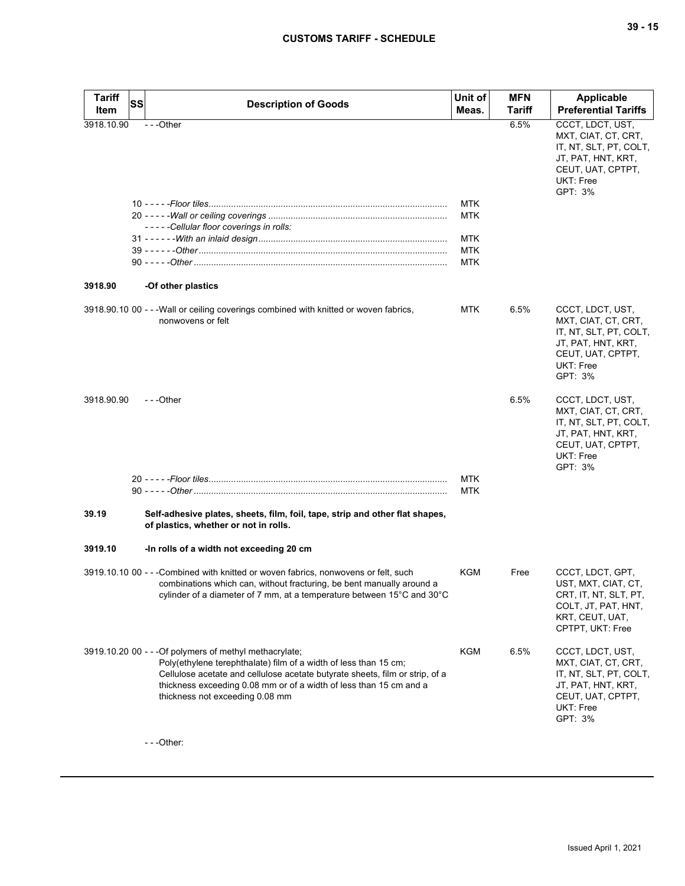| Tariff Item | SS | Description of Goods | Unit of Meas. | MFN Tariff | Applicable Preferential Tariffs |
|---|---|---|---|---|---|
| 3918.10.90 | | - - -Other | | 6.5% | CCCT, LDCT, UST, MXT, CIAT, CT, CRT, IT, NT, SLT, PT, COLT, JT, PAT, HNT, KRT, CEUT, UAT, CPTPT, UKT: Free GPT: 3% |
| | 10 | - - - - -*Floor tiles* | MTK | | |
| | 20 | - - - - -*Wall or ceiling coverings* | MTK | | |
| | | - - - - -*Cellular floor coverings in rolls:* | | | |
| | 31 | - - - - - -*With an inlaid design* | MTK | | |
| | 39 | - - - - - -*Other* | MTK | | |
| | 90 | - - - - -*Other* | MTK | | |
| **3918.90** | | **-Of other plastics** | | | |
| 3918.90.10 | 00 | - - -Wall or ceiling coverings combined with knitted or woven fabrics, nonwovens or felt | MTK | 6.5% | CCCT, LDCT, UST, MXT, CIAT, CT, CRT, IT, NT, SLT, PT, COLT, JT, PAT, HNT, KRT, CEUT, UAT, CPTPT, UKT: Free GPT: 3% |
| 3918.90.90 | | - - -Other | | 6.5% | CCCT, LDCT, UST, MXT, CIAT, CT, CRT, IT, NT, SLT, PT, COLT, JT, PAT, HNT, KRT, CEUT, UAT, CPTPT, UKT: Free GPT: 3% |
| | 20 | - - - - -*Floor tiles* | MTK | | |
| | 90 | - - - - -*Other* | MTK | | |
| **39.19** | | **Self-adhesive plates, sheets, film, foil, tape, strip and other flat shapes, of plastics, whether or not in rolls.** | | | |
| **3919.10** | | **-In rolls of a width not exceeding 20 cm** | | | |
| 3919.10.10 | 00 | - - -Combined with knitted or woven fabrics, nonwovens or felt, such combinations which can, without fracturing, be bent manually around a cylinder of a diameter of 7 mm, at a temperature between 15°C and 30°C | KGM | Free | CCCT, LDCT, GPT, UST, MXT, CIAT, CT, CRT, IT, NT, SLT, PT, COLT, JT, PAT, HNT, KRT, CEUT, UAT, CPTPT, UKT: Free |
| 3919.10.20 | 00 | - - -Of polymers of methyl methacrylate; Poly(ethylene terephthalate) film of a width of less than 15 cm; Cellulose acetate and cellulose acetate butyrate sheets, film or strip, of a thickness exceeding 0.08 mm or of a width of less than 15 cm and a thickness not exceeding 0.08 mm | KGM | 6.5% | CCCT, LDCT, UST, MXT, CIAT, CT, CRT, IT, NT, SLT, PT, COLT, JT, PAT, HNT, KRT, CEUT, UAT, CPTPT, UKT: Free GPT: 3% |
| | | - - -Other: | | | |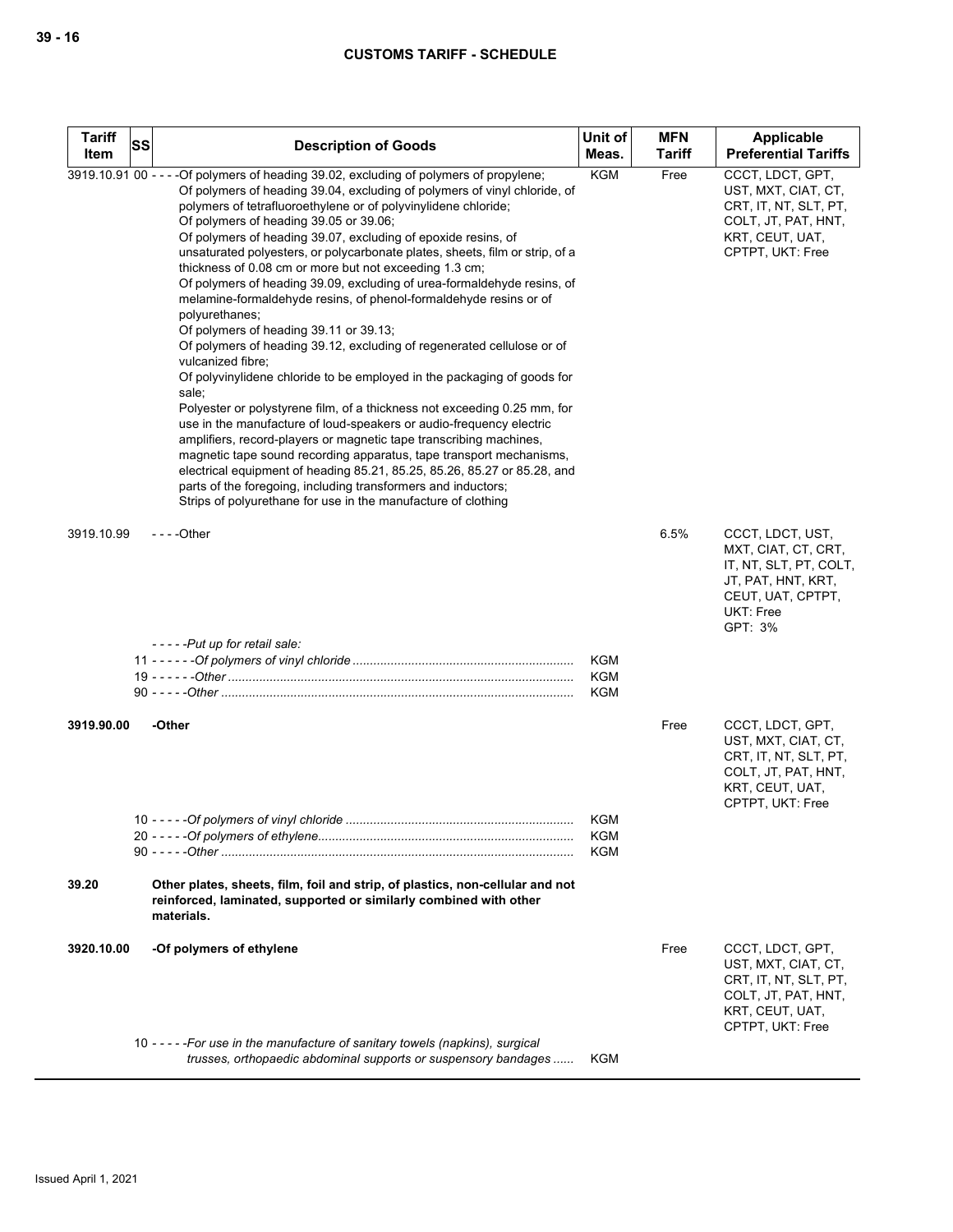| Tariff Item | SS | Description of Goods | Unit of Meas. | MFN Tariff | Applicable Preferential Tariffs |
|---|---|---|---|---|---|
| 3919.10.91 | 00 | - - - -Of polymers of heading 39.02, excluding of polymers of propylene;<br>Of polymers of heading 39.04, excluding of polymers of vinyl chloride, of polymers of tetrafluoroethylene or of polyvinylidene chloride;<br>Of polymers of heading 39.05 or 39.06;<br>Of polymers of heading 39.07, excluding of epoxide resins, of unsaturated polyesters, or polycarbonate plates, sheets, film or strip, of a thickness of 0.08 cm or more but not exceeding 1.3 cm;<br>Of polymers of heading 39.09, excluding of urea-formaldehyde resins, of melamine-formaldehyde resins, of phenol-formaldehyde resins or of polyurethanes;<br>Of polymers of heading 39.11 or 39.13;<br>Of polymers of heading 39.12, excluding of regenerated cellulose or of vulcanized fibre;<br>Of polyvinylidene chloride to be employed in the packaging of goods for sale;<br>Polyester or polystyrene film, of a thickness not exceeding 0.25 mm, for use in the manufacture of loud-speakers or audio-frequency electric amplifiers, record-players or magnetic tape transcribing machines, magnetic tape sound recording apparatus, tape transport mechanisms, electrical equipment of heading 85.21, 85.25, 85.26, 85.27 or 85.28, and parts of the foregoing, including transformers and inductors;<br>Strips of polyurethane for use in the manufacture of clothing | KGM | Free | CCCT, LDCT, GPT, UST, MXT, CIAT, CT, CRT, IT, NT, SLT, PT, COLT, JT, PAT, HNT, KRT, CEUT, UAT, CPTPT, UKT: Free |
| 3919.10.99 | | - - - -Other | | 6.5% | CCCT, LDCT, UST, MXT, CIAT, CT, CRT, IT, NT, SLT, PT, COLT, JT, PAT, HNT, KRT, CEUT, UAT, CPTPT, UKT: Free<br>GPT: 3% |
| | | - - - - -*Put up for retail sale:* | | | |
| | 11 | - - - - - -*Of polymers of vinyl chloride* | KGM | | |
| | 19 | - - - - - -*Other* | KGM | | |
| | 90 | - - - - -*Other* | KGM | | |
| **3919.90.00** | | **-Other** | | Free | CCCT, LDCT, GPT, UST, MXT, CIAT, CT, CRT, IT, NT, SLT, PT, COLT, JT, PAT, HNT, KRT, CEUT, UAT, CPTPT, UKT: Free |
| | 10 | - - - - -*Of polymers of vinyl chloride* | KGM | | |
| | 20 | - - - - -*Of polymers of ethylene* | KGM | | |
| | 90 | - - - - -*Other* | KGM | | |
| **39.20** | | **Other plates, sheets, film, foil and strip, of plastics, non-cellular and not reinforced, laminated, supported or similarly combined with other materials.** | | | |
| **3920.10.00** | | **-Of polymers of ethylene** | | Free | CCCT, LDCT, GPT, UST, MXT, CIAT, CT, CRT, IT, NT, SLT, PT, COLT, JT, PAT, HNT, KRT, CEUT, UAT, CPTPT, UKT: Free |
| | 10 | - - - - -*For use in the manufacture of sanitary towels (napkins), surgical trusses, orthopaedic abdominal supports or suspensory bandages* | KGM | | |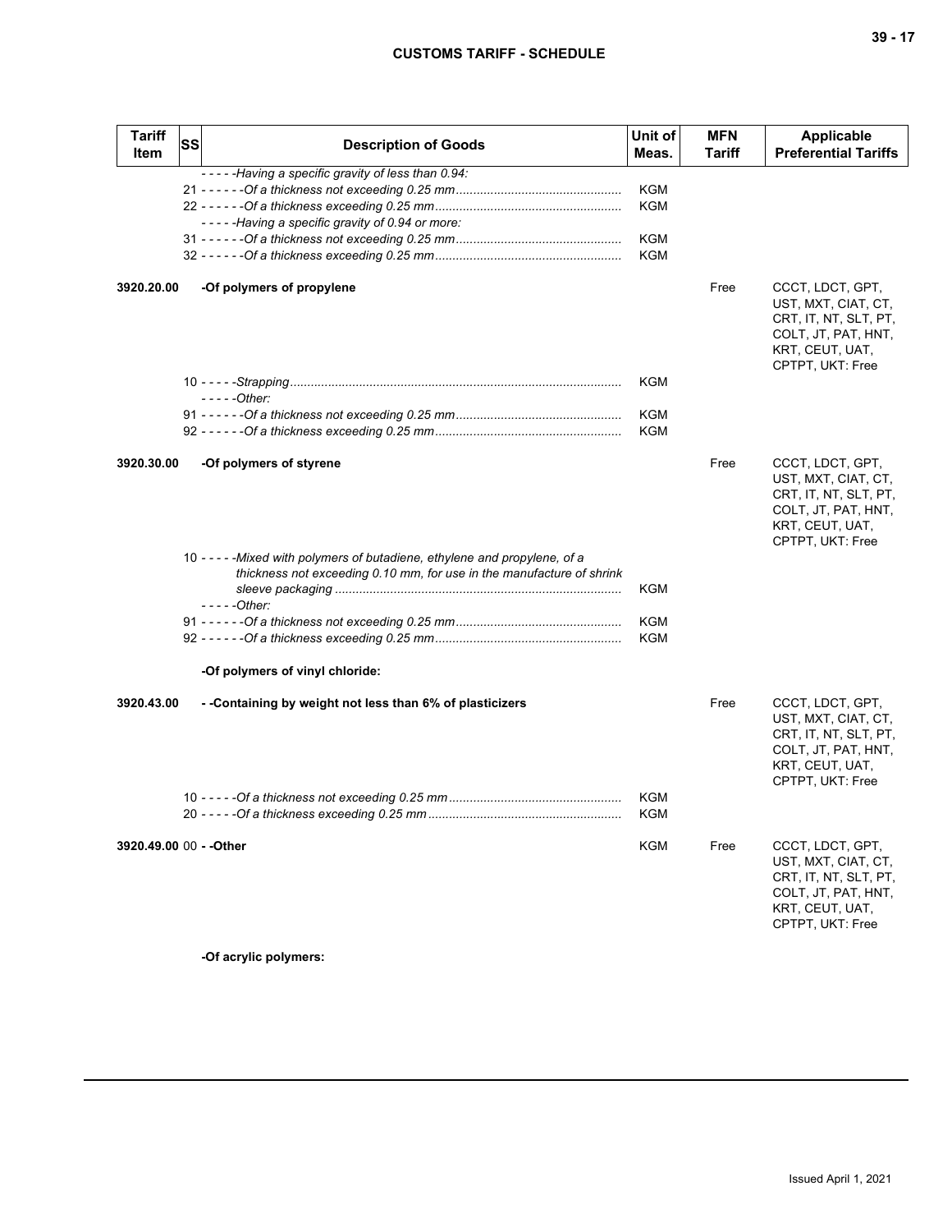| Tariff Item | SS | Description of Goods | Unit of Meas. | MFN Tariff | Applicable Preferential Tariffs |
|---|---|---|---|---|---|
| | | - - - - -Having a specific gravity of less than 0.94: | | | |
| | 21 | - - - - - -Of a thickness not exceeding 0.25 mm | KGM | | |
| | 22 | - - - - - -Of a thickness exceeding 0.25 mm | KGM | | |
| | | - - - - -Having a specific gravity of 0.94 or more: | | | |
| | 31 | - - - - - -Of a thickness not exceeding 0.25 mm | KGM | | |
| | 32 | - - - - - -Of a thickness exceeding 0.25 mm | KGM | | |
| **3920.20.00** | | **-Of polymers of propylene** | | Free | CCCT, LDCT, GPT, UST, MXT, CIAT, CT, CRT, IT, NT, SLT, PT, COLT, JT, PAT, HNT, KRT, CEUT, UAT, CPTPT, UKT: Free |
| | 10 | - - - - -Strapping | KGM | | |
| | | - - - - -Other: | | | |
| | 91 | - - - - - -Of a thickness not exceeding 0.25 mm | KGM | | |
| | 92 | - - - - - -Of a thickness exceeding 0.25 mm | KGM | | |
| **3920.30.00** | | **-Of polymers of styrene** | | Free | CCCT, LDCT, GPT, UST, MXT, CIAT, CT, CRT, IT, NT, SLT, PT, COLT, JT, PAT, HNT, KRT, CEUT, UAT, CPTPT, UKT: Free |
| | 10 | - - - - -Mixed with polymers of butadiene, ethylene and propylene, of a thickness not exceeding 0.10 mm, for use in the manufacture of shrink sleeve packaging | KGM | | |
| | | - - - - -Other: | | | |
| | 91 | - - - - - -Of a thickness not exceeding 0.25 mm | KGM | | |
| | 92 | - - - - - -Of a thickness exceeding 0.25 mm | KGM | | |
| | | **-Of polymers of vinyl chloride:** | | | |
| **3920.43.00** | | **- -Containing by weight not less than 6% of plasticizers** | | Free | CCCT, LDCT, GPT, UST, MXT, CIAT, CT, CRT, IT, NT, SLT, PT, COLT, JT, PAT, HNT, KRT, CEUT, UAT, CPTPT, UKT: Free |
| | 10 | - - - - -Of a thickness not exceeding 0.25 mm | KGM | | |
| | 20 | - - - - -Of a thickness exceeding 0.25 mm | KGM | | |
| **3920.49.00** | 00 | **- -Other** | KGM | Free | CCCT, LDCT, GPT, UST, MXT, CIAT, CT, CRT, IT, NT, SLT, PT, COLT, JT, PAT, HNT, KRT, CEUT, UAT, CPTPT, UKT: Free |
| | | **-Of acrylic polymers:** | | | |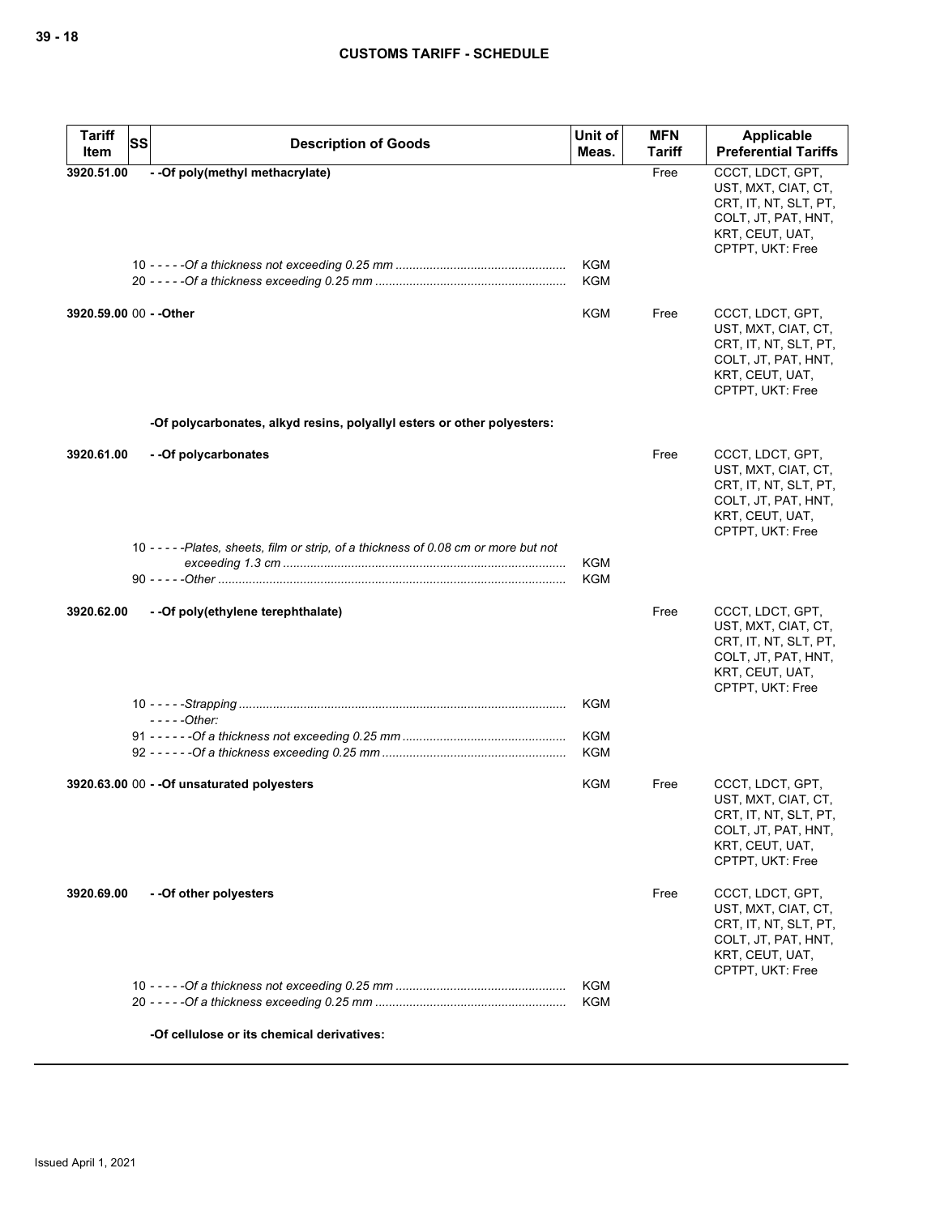| Tariff Item | SS | Description of Goods | Unit of Meas. | MFN Tariff | Applicable Preferential Tariffs |
|---|---|---|---|---|---|
| 3920.51.00 | | - -Of poly(methyl methacrylate) | | Free | CCCT, LDCT, GPT, UST, MXT, CIAT, CT, CRT, IT, NT, SLT, PT, COLT, JT, PAT, HNT, KRT, CEUT, UAT, CPTPT, UKT: Free |
| | 10 | - - - - -*Of a thickness not exceeding 0.25 mm* | KGM | | |
| | 20 | - - - - -*Of a thickness exceeding 0.25 mm* | KGM | | |
| 3920.59.00 | 00 | - -Other | KGM | Free | CCCT, LDCT, GPT, UST, MXT, CIAT, CT, CRT, IT, NT, SLT, PT, COLT, JT, PAT, HNT, KRT, CEUT, UAT, CPTPT, UKT: Free |
| | | **-Of polycarbonates, alkyd resins, polyallyl esters or other polyesters:** | | | |
| 3920.61.00 | | - -Of polycarbonates | | Free | CCCT, LDCT, GPT, UST, MXT, CIAT, CT, CRT, IT, NT, SLT, PT, COLT, JT, PAT, HNT, KRT, CEUT, UAT, CPTPT, UKT: Free |
| | 10 | - - - - -*Plates, sheets, film or strip, of a thickness of 0.08 cm or more but not exceeding 1.3 cm* | KGM | | |
| | 90 | - - - - -*Other* | KGM | | |
| 3920.62.00 | | - -Of poly(ethylene terephthalate) | | Free | CCCT, LDCT, GPT, UST, MXT, CIAT, CT, CRT, IT, NT, SLT, PT, COLT, JT, PAT, HNT, KRT, CEUT, UAT, CPTPT, UKT: Free |
| | 10 | - - - - -*Strapping* | KGM | | |
| | | - - - - -*Other:* | | | |
| | 91 | - - - - - -*Of a thickness not exceeding 0.25 mm* | KGM | | |
| | 92 | - - - - - -*Of a thickness exceeding 0.25 mm* | KGM | | |
| 3920.63.00 | 00 | - -Of unsaturated polyesters | KGM | Free | CCCT, LDCT, GPT, UST, MXT, CIAT, CT, CRT, IT, NT, SLT, PT, COLT, JT, PAT, HNT, KRT, CEUT, UAT, CPTPT, UKT: Free |
| 3920.69.00 | | - -Of other polyesters | | Free | CCCT, LDCT, GPT, UST, MXT, CIAT, CT, CRT, IT, NT, SLT, PT, COLT, JT, PAT, HNT, KRT, CEUT, UAT, CPTPT, UKT: Free |
| | 10 | - - - - -*Of a thickness not exceeding 0.25 mm* | KGM | | |
| | 20 | - - - - -*Of a thickness exceeding 0.25 mm* | KGM | | |
| | | **-Of cellulose or its chemical derivatives:** | | | |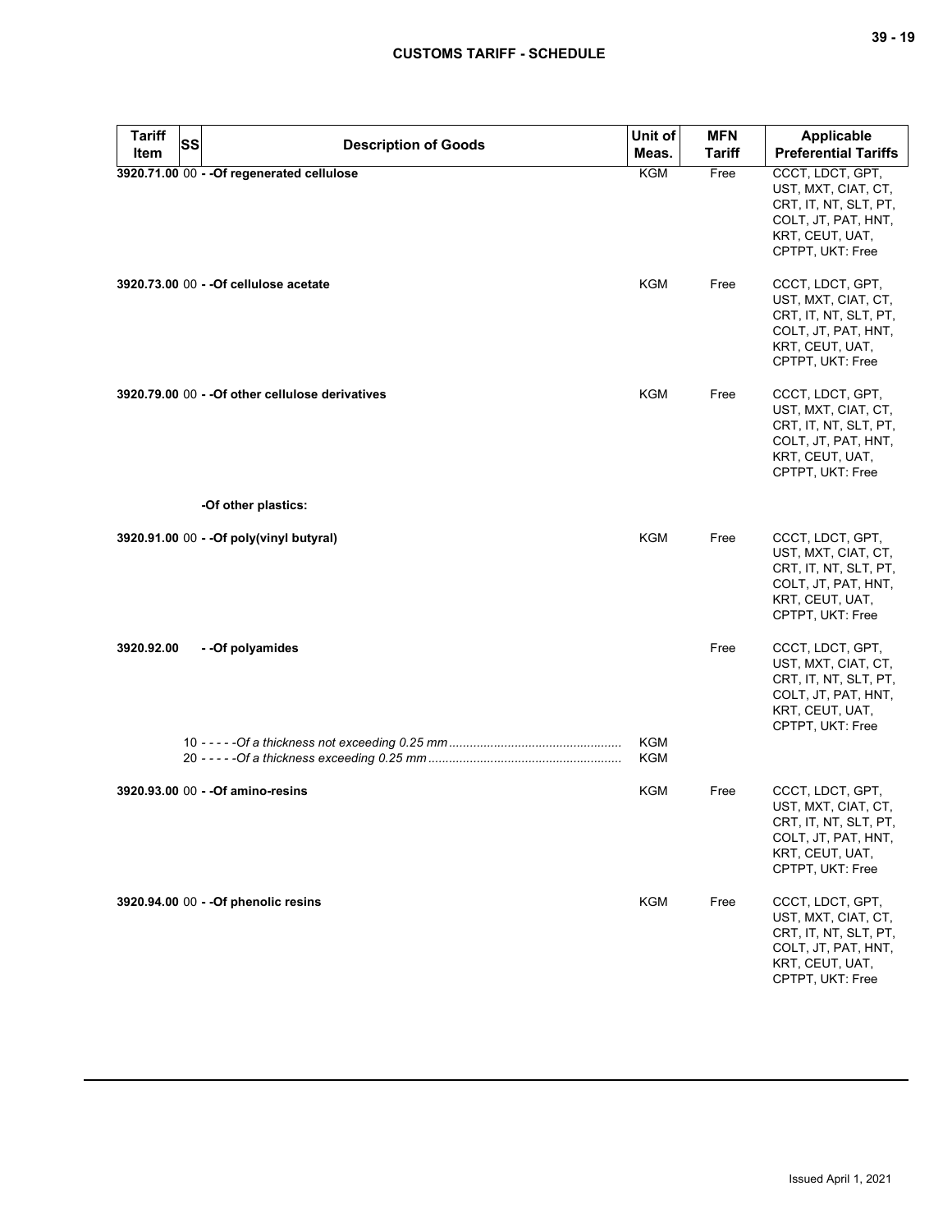| Tariff Item | SS | Description of Goods | Unit of Meas. | MFN Tariff | Applicable Preferential Tariffs |
|---|---|---|---|---|---|
| 3920.71.00 | 00 | - -Of regenerated cellulose | KGM | Free | CCCT, LDCT, GPT, UST, MXT, CIAT, CT, CRT, IT, NT, SLT, PT, COLT, JT, PAT, HNT, KRT, CEUT, UAT, CPTPT, UKT: Free |
| 3920.73.00 | 00 | - -Of cellulose acetate | KGM | Free | CCCT, LDCT, GPT, UST, MXT, CIAT, CT, CRT, IT, NT, SLT, PT, COLT, JT, PAT, HNT, KRT, CEUT, UAT, CPTPT, UKT: Free |
| 3920.79.00 | 00 | - -Of other cellulose derivatives | KGM | Free | CCCT, LDCT, GPT, UST, MXT, CIAT, CT, CRT, IT, NT, SLT, PT, COLT, JT, PAT, HNT, KRT, CEUT, UAT, CPTPT, UKT: Free |
| | | -Of other plastics: | | | |
| 3920.91.00 | 00 | - -Of poly(vinyl butyral) | KGM | Free | CCCT, LDCT, GPT, UST, MXT, CIAT, CT, CRT, IT, NT, SLT, PT, COLT, JT, PAT, HNT, KRT, CEUT, UAT, CPTPT, UKT: Free |
| 3920.92.00 | | - -Of polyamides | | Free | CCCT, LDCT, GPT, UST, MXT, CIAT, CT, CRT, IT, NT, SLT, PT, COLT, JT, PAT, HNT, KRT, CEUT, UAT, CPTPT, UKT: Free |
| | 10 | - - - - -*Of a thickness not exceeding 0.25 mm* | KGM | | |
| | 20 | - - - - -*Of a thickness exceeding 0.25 mm* | KGM | | |
| 3920.93.00 | 00 | - -Of amino-resins | KGM | Free | CCCT, LDCT, GPT, UST, MXT, CIAT, CT, CRT, IT, NT, SLT, PT, COLT, JT, PAT, HNT, KRT, CEUT, UAT, CPTPT, UKT: Free |
| 3920.94.00 | 00 | - -Of phenolic resins | KGM | Free | CCCT, LDCT, GPT, UST, MXT, CIAT, CT, CRT, IT, NT, SLT, PT, COLT, JT, PAT, HNT, KRT, CEUT, UAT, CPTPT, UKT: Free |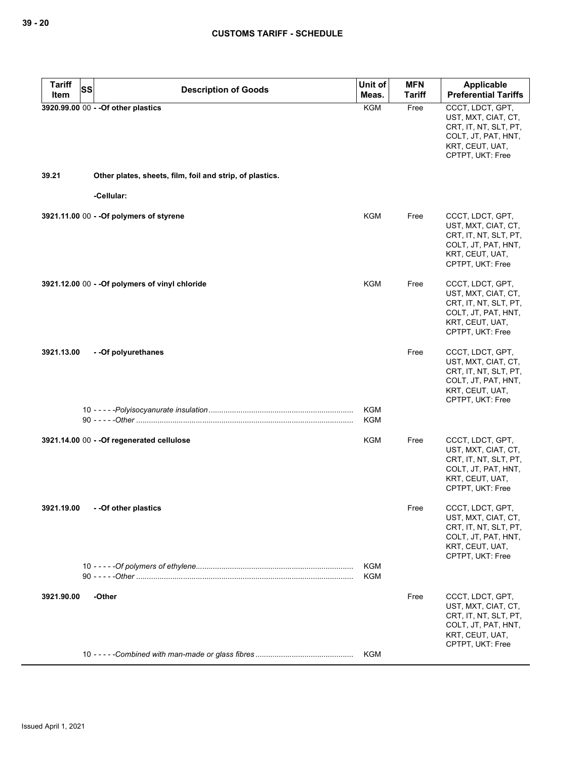| Tariff Item | SS | Description of Goods | Unit of Meas. | MFN Tariff | Applicable Preferential Tariffs |
|---|---|---|---|---|---|
| 3920.99.00 | 00 | - -Of other plastics | KGM | Free | CCCT, LDCT, GPT, UST, MXT, CIAT, CT, CRT, IT, NT, SLT, PT, COLT, JT, PAT, HNT, KRT, CEUT, UAT, CPTPT, UKT: Free |
| 39.21 | | **Other plates, sheets, film, foil and strip, of plastics.** | | | |
| | | -Cellular: | | | |
| 3921.11.00 | 00 | - -Of polymers of styrene | KGM | Free | CCCT, LDCT, GPT, UST, MXT, CIAT, CT, CRT, IT, NT, SLT, PT, COLT, JT, PAT, HNT, KRT, CEUT, UAT, CPTPT, UKT: Free |
| 3921.12.00 | 00 | - -Of polymers of vinyl chloride | KGM | Free | CCCT, LDCT, GPT, UST, MXT, CIAT, CT, CRT, IT, NT, SLT, PT, COLT, JT, PAT, HNT, KRT, CEUT, UAT, CPTPT, UKT: Free |
| 3921.13.00 | | - -Of polyurethanes | | Free | CCCT, LDCT, GPT, UST, MXT, CIAT, CT, CRT, IT, NT, SLT, PT, COLT, JT, PAT, HNT, KRT, CEUT, UAT, CPTPT, UKT: Free |
| | 10 | - - - - -*Polyisocyanurate insulation* | KGM | | |
| | 90 | - - - - -*Other* | KGM | | |
| 3921.14.00 | 00 | - -Of regenerated cellulose | KGM | Free | CCCT, LDCT, GPT, UST, MXT, CIAT, CT, CRT, IT, NT, SLT, PT, COLT, JT, PAT, HNT, KRT, CEUT, UAT, CPTPT, UKT: Free |
| 3921.19.00 | | - -Of other plastics | | Free | CCCT, LDCT, GPT, UST, MXT, CIAT, CT, CRT, IT, NT, SLT, PT, COLT, JT, PAT, HNT, KRT, CEUT, UAT, CPTPT, UKT: Free |
| | 10 | - - - - -*Of polymers of ethylene* | KGM | | |
| | 90 | - - - - -*Other* | KGM | | |
| 3921.90.00 | | -Other | | Free | CCCT, LDCT, GPT, UST, MXT, CIAT, CT, CRT, IT, NT, SLT, PT, COLT, JT, PAT, HNT, KRT, CEUT, UAT, CPTPT, UKT: Free |
| | 10 | - - - - -*Combined with man-made or glass fibres* | KGM | | |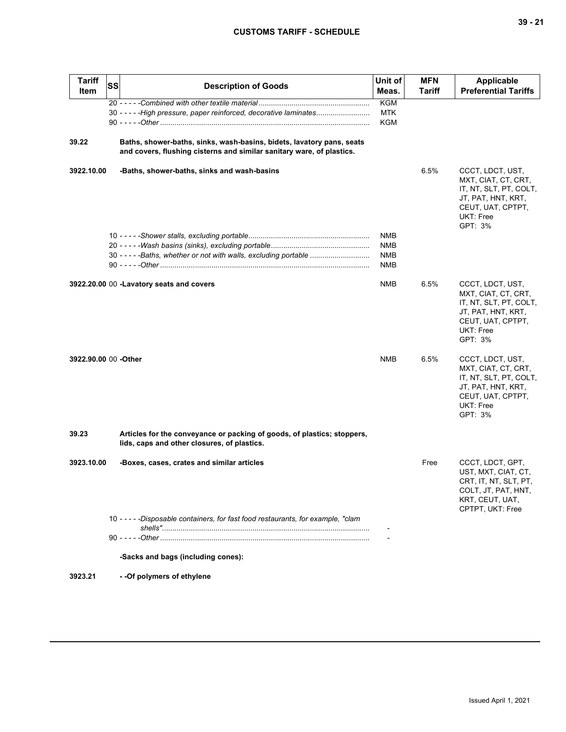| Tariff Item | SS | Description of Goods | Unit of Meas. | MFN Tariff | Applicable Preferential Tariffs |
|---|---|---|---|---|---|
| | | 20 - - - - -*Combined with other textile material* | KGM | | |
| | | 30 - - - - -*High pressure, paper reinforced, decorative laminates* | MTK | | |
| | | 90 - - - - -*Other* | KGM | | |
| **39.22** | | **Baths, shower-baths, sinks, wash-basins, bidets, lavatory pans, seats and covers, flushing cisterns and similar sanitary ware, of plastics.** | | | |
| **3922.10.00** | | **-Baths, shower-baths, sinks and wash-basins** | | 6.5% | CCCT, LDCT, UST, MXT, CIAT, CT, CRT, IT, NT, SLT, PT, COLT, JT, PAT, HNT, KRT, CEUT, UAT, CPTPT, UKT: Free GPT: 3% |
| | | 10 - - - - -*Shower stalls, excluding portable* | NMB | | |
| | | 20 - - - - -*Wash basins (sinks), excluding portable* | NMB | | |
| | | 30 - - - - -*Baths, whether or not with walls, excluding portable* | NMB | | |
| | | 90 - - - - -*Other* | NMB | | |
| **3922.20.00** | 00 | **-Lavatory seats and covers** | NMB | 6.5% | CCCT, LDCT, UST, MXT, CIAT, CT, CRT, IT, NT, SLT, PT, COLT, JT, PAT, HNT, KRT, CEUT, UAT, CPTPT, UKT: Free GPT: 3% |
| **3922.90.00** | 00 | **-Other** | NMB | 6.5% | CCCT, LDCT, UST, MXT, CIAT, CT, CRT, IT, NT, SLT, PT, COLT, JT, PAT, HNT, KRT, CEUT, UAT, CPTPT, UKT: Free GPT: 3% |
| **39.23** | | **Articles for the conveyance or packing of goods, of plastics; stoppers, lids, caps and other closures, of plastics.** | | | |
| **3923.10.00** | | **-Boxes, cases, crates and similar articles** | | Free | CCCT, LDCT, GPT, UST, MXT, CIAT, CT, CRT, IT, NT, SLT, PT, COLT, JT, PAT, HNT, KRT, CEUT, UAT, CPTPT, UKT: Free |
| | | 10 - - - - -*Disposable containers, for fast food restaurants, for example, "clam shells"* | - | | |
| | | 90 - - - - -*Other* | - | | |
| | | **-Sacks and bags (including cones):** | | | |
| **3923.21** | | **- -Of polymers of ethylene** | | | |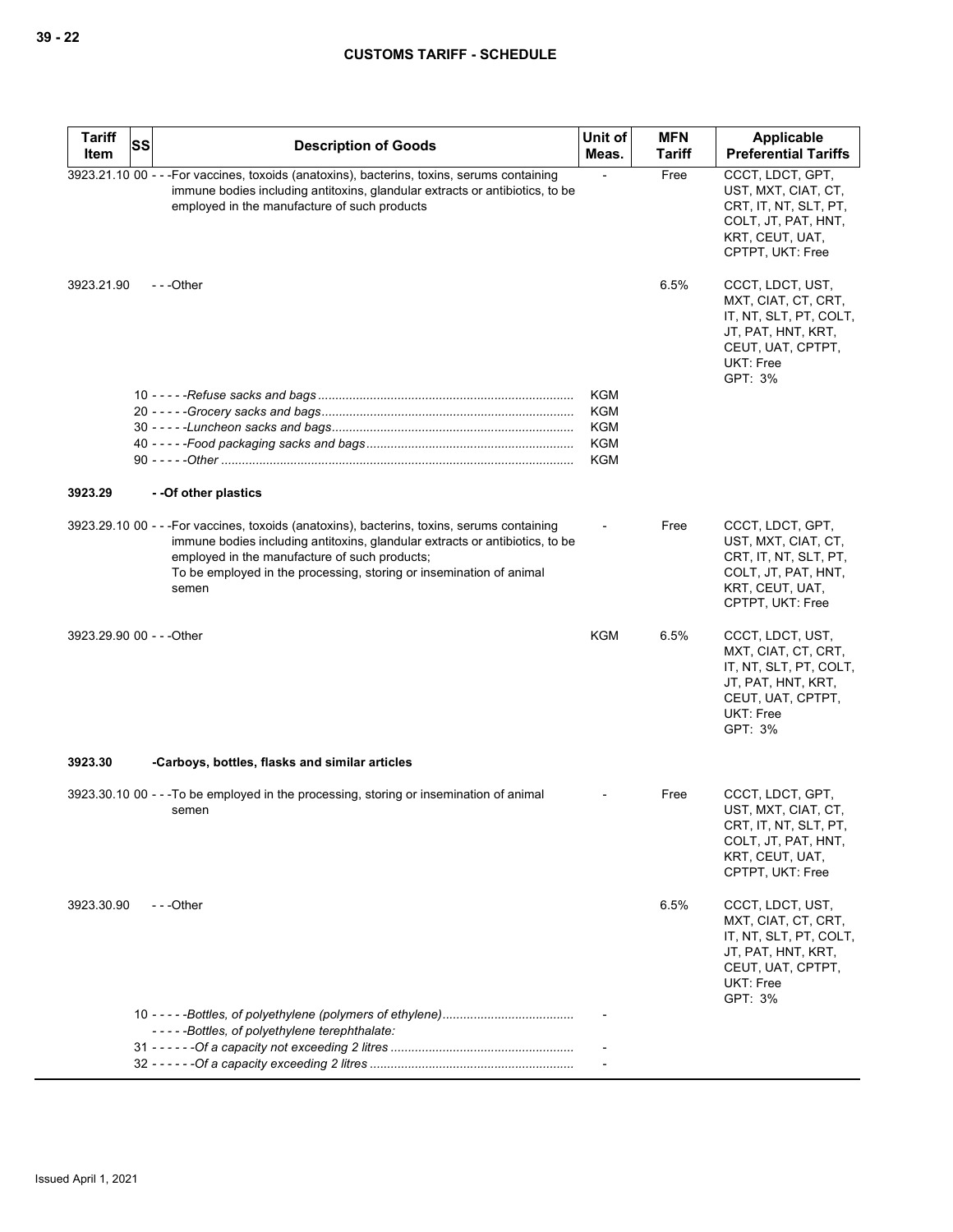| Tariff Item | SS | Description of Goods | Unit of Meas. | MFN Tariff | Applicable Preferential Tariffs |
|---|---|---|---|---|---|
| 3923.21.10 | 00 | - - -For vaccines, toxoids (anatoxins), bacterins, toxins, serums containing immune bodies including antitoxins, glandular extracts or antibiotics, to be employed in the manufacture of such products | - | Free | CCCT, LDCT, GPT, UST, MXT, CIAT, CT, CRT, IT, NT, SLT, PT, COLT, JT, PAT, HNT, KRT, CEUT, UAT, CPTPT, UKT: Free |
| 3923.21.90 | | - - -Other | | 6.5% | CCCT, LDCT, UST, MXT, CIAT, CT, CRT, IT, NT, SLT, PT, COLT, JT, PAT, HNT, KRT, CEUT, UAT, CPTPT, UKT: Free<br>GPT: 3% |
| | 10 | - - - - -*Refuse sacks and bags* | KGM | | |
| | 20 | - - - - -*Grocery sacks and bags* | KGM | | |
| | 30 | - - - - -*Luncheon sacks and bags* | KGM | | |
| | 40 | - - - - -*Food packaging sacks and bags* | KGM | | |
| | 90 | - - - - -*Other* | KGM | | |
| **3923.29** | | **- -Of other plastics** | | | |
| 3923.29.10 | 00 | - - -For vaccines, toxoids (anatoxins), bacterins, toxins, serums containing immune bodies including antitoxins, glandular extracts or antibiotics, to be employed in the manufacture of such products;<br>To be employed in the processing, storing or insemination of animal semen | - | Free | CCCT, LDCT, GPT, UST, MXT, CIAT, CT, CRT, IT, NT, SLT, PT, COLT, JT, PAT, HNT, KRT, CEUT, UAT, CPTPT, UKT: Free |
| 3923.29.90 | 00 | - - -Other | KGM | 6.5% | CCCT, LDCT, UST, MXT, CIAT, CT, CRT, IT, NT, SLT, PT, COLT, JT, PAT, HNT, KRT, CEUT, UAT, CPTPT, UKT: Free<br>GPT: 3% |
| **3923.30** | | **-Carboys, bottles, flasks and similar articles** | | | |
| 3923.30.10 | 00 | - - -To be employed in the processing, storing or insemination of animal semen | - | Free | CCCT, LDCT, GPT, UST, MXT, CIAT, CT, CRT, IT, NT, SLT, PT, COLT, JT, PAT, HNT, KRT, CEUT, UAT, CPTPT, UKT: Free |
| 3923.30.90 | | - - -Other | | 6.5% | CCCT, LDCT, UST, MXT, CIAT, CT, CRT, IT, NT, SLT, PT, COLT, JT, PAT, HNT, KRT, CEUT, UAT, CPTPT, UKT: Free<br>GPT: 3% |
| | 10 | - - - - -*Bottles, of polyethylene (polymers of ethylene)* | - | | |
| | | - - - - -*Bottles, of polyethylene terephthalate:* | | | |
| | 31 | - - - - - -*Of a capacity not exceeding 2 litres* | - | | |
| | 32 | - - - - - -*Of a capacity exceeding 2 litres* | - | | |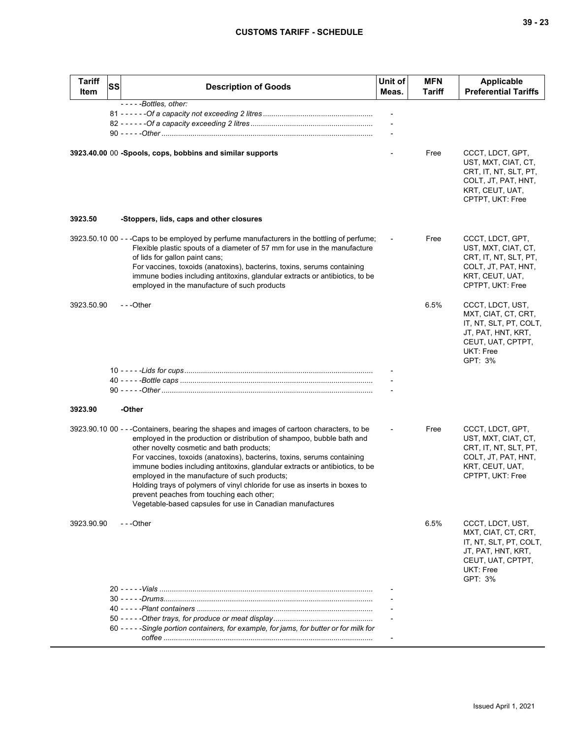| Tariff Item | SS | Description of Goods | Unit of Meas. | MFN Tariff | Applicable Preferential Tariffs |
|---|---|---|---|---|---|
| | | - - - - -*Bottles, other:* | | | |
| | 81 | - - - - - -*Of a capacity not exceeding 2 litres* | - | | |
| | 82 | - - - - - -*Of a capacity exceeding 2 litres* | - | | |
| | 90 | - - - - -*Other* | - | | |
| **3923.40.00** | 00 | **-Spools, cops, bobbins and similar supports** | - | Free | CCCT, LDCT, GPT, UST, MXT, CIAT, CT, CRT, IT, NT, SLT, PT, COLT, JT, PAT, HNT, KRT, CEUT, UAT, CPTPT, UKT: Free |
| **3923.50** | | **-Stoppers, lids, caps and other closures** | | | |
| 3923.50.10 | 00 | - - -Caps to be employed by perfume manufacturers in the bottling of perfume; Flexible plastic spouts of a diameter of 57 mm for use in the manufacture of lids for gallon paint cans; For vaccines, toxoids (anatoxins), bacterins, toxins, serums containing immune bodies including antitoxins, glandular extracts or antibiotics, to be employed in the manufacture of such products | - | Free | CCCT, LDCT, GPT, UST, MXT, CIAT, CT, CRT, IT, NT, SLT, PT, COLT, JT, PAT, HNT, KRT, CEUT, UAT, CPTPT, UKT: Free |
| 3923.50.90 | | - - -Other | | 6.5% | CCCT, LDCT, UST, MXT, CIAT, CT, CRT, IT, NT, SLT, PT, COLT, JT, PAT, HNT, KRT, CEUT, UAT, CPTPT, UKT: Free GPT: 3% |
| | 10 | - - - - -*Lids for cups* | - | | |
| | 40 | - - - - -*Bottle caps* | - | | |
| | 90 | - - - - -*Other* | - | | |
| **3923.90** | | **-Other** | | | |
| 3923.90.10 | 00 | - - -Containers, bearing the shapes and images of cartoon characters, to be employed in the production or distribution of shampoo, bubble bath and other novelty cosmetic and bath products; For vaccines, toxoids (anatoxins), bacterins, toxins, serums containing immune bodies including antitoxins, glandular extracts or antibiotics, to be employed in the manufacture of such products; Holding trays of polymers of vinyl chloride for use as inserts in boxes to prevent peaches from touching each other; Vegetable-based capsules for use in Canadian manufactures | - | Free | CCCT, LDCT, GPT, UST, MXT, CIAT, CT, CRT, IT, NT, SLT, PT, COLT, JT, PAT, HNT, KRT, CEUT, UAT, CPTPT, UKT: Free |
| 3923.90.90 | | - - -Other | | 6.5% | CCCT, LDCT, UST, MXT, CIAT, CT, CRT, IT, NT, SLT, PT, COLT, JT, PAT, HNT, KRT, CEUT, UAT, CPTPT, UKT: Free GPT: 3% |
| | 20 | - - - - -*Vials* | - | | |
| | 30 | - - - - -*Drums* | - | | |
| | 40 | - - - - -*Plant containers* | - | | |
| | 50 | - - - - -*Other trays, for produce or meat display* | - | | |
| | 60 | - - - - -*Single portion containers, for example, for jams, for butter or for milk for coffee* | - | | |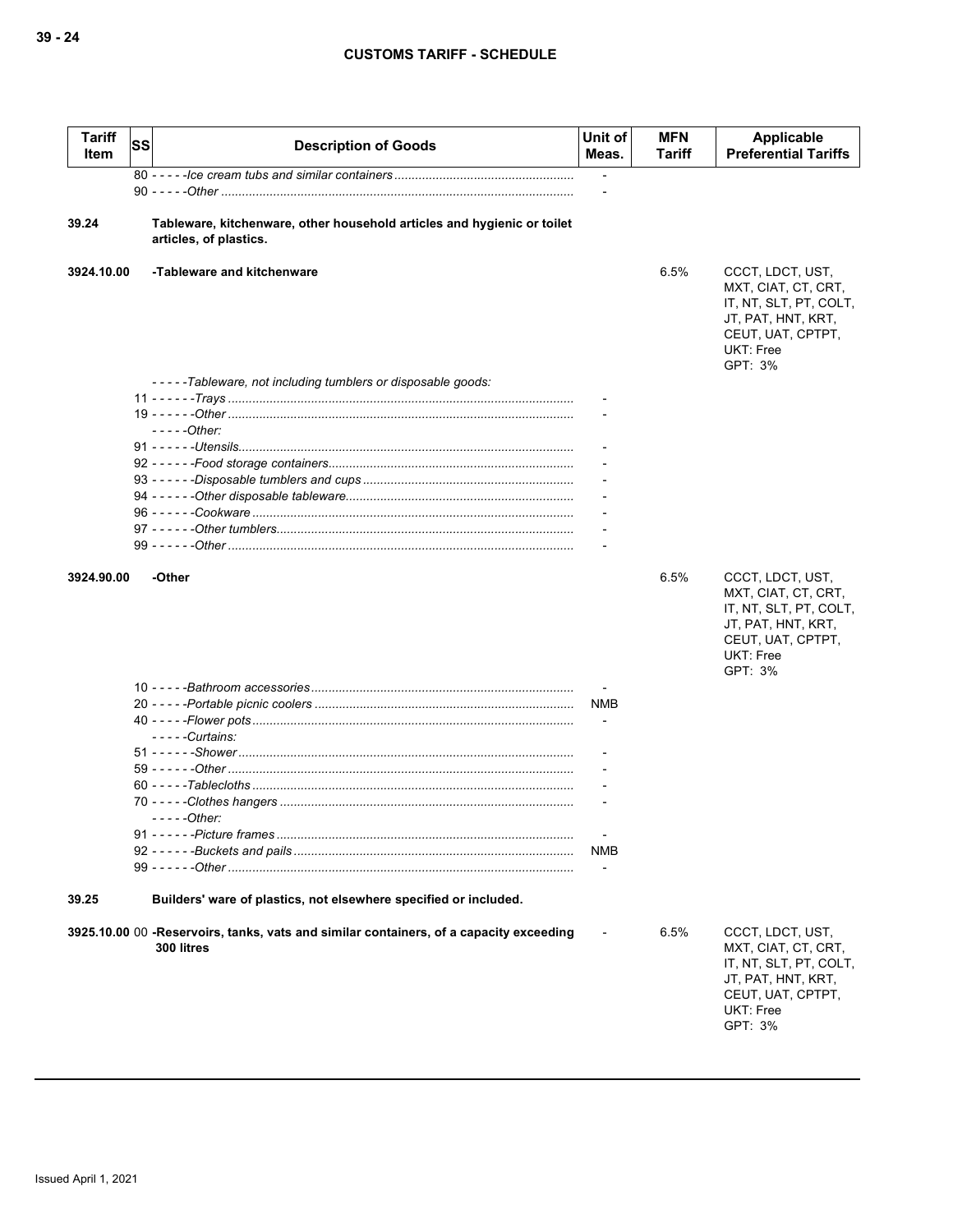| Tariff Item | SS | Description of Goods | Unit of Meas. | MFN Tariff | Applicable Preferential Tariffs |
|---|---|---|---|---|---|
| | | 80 - - - - -*Ice cream tubs and similar containers* | - | | |
| | | 90 - - - - -*Other* | - | | |
| **39.24** | | **Tableware, kitchenware, other household articles and hygienic or toilet articles, of plastics.** | | | |
| **3924.10.00** | | **-Tableware and kitchenware** | | 6.5% | CCCT, LDCT, UST, MXT, CIAT, CT, CRT, IT, NT, SLT, PT, COLT, JT, PAT, HNT, KRT, CEUT, UAT, CPTPT, UKT: Free<br>GPT: 3% |
| | | - - - - -*Tableware, not including tumblers or disposable goods:* | | | |
| | | 11 - - - - - -*Trays* | - | | |
| | | 19 - - - - - -*Other* | - | | |
| | | - - - - -*Other:* | | | |
| | | 91 - - - - - -*Utensils* | - | | |
| | | 92 - - - - - -*Food storage containers* | - | | |
| | | 93 - - - - - -*Disposable tumblers and cups* | - | | |
| | | 94 - - - - - -*Other disposable tableware* | - | | |
| | | 96 - - - - - -*Cookware* | - | | |
| | | 97 - - - - - -*Other tumblers* | - | | |
| | | 99 - - - - - -*Other* | - | | |
| **3924.90.00** | | **-Other** | | 6.5% | CCCT, LDCT, UST, MXT, CIAT, CT, CRT, IT, NT, SLT, PT, COLT, JT, PAT, HNT, KRT, CEUT, UAT, CPTPT, UKT: Free<br>GPT: 3% |
| | | 10 - - - - -*Bathroom accessories* | - | | |
| | | 20 - - - - -*Portable picnic coolers* | NMB | | |
| | | 40 - - - - -*Flower pots* | - | | |
| | | - - - - -*Curtains:* | | | |
| | | 51 - - - - - -*Shower* | - | | |
| | | 59 - - - - - -*Other* | - | | |
| | | 60 - - - - -*Tablecloths* | - | | |
| | | 70 - - - - -*Clothes hangers* | - | | |
| | | - - - - -*Other:* | | | |
| | | 91 - - - - - -*Picture frames* | - | | |
| | | 92 - - - - - -*Buckets and pails* | NMB | | |
| | | 99 - - - - - -*Other* | - | | |
| **39.25** | | **Builders' ware of plastics, not elsewhere specified or included.** | | | |
| **3925.10.00** | 00 | **-Reservoirs, tanks, vats and similar containers, of a capacity exceeding 300 litres** | - | 6.5% | CCCT, LDCT, UST, MXT, CIAT, CT, CRT, IT, NT, SLT, PT, COLT, JT, PAT, HNT, KRT, CEUT, UAT, CPTPT, UKT: Free<br>GPT: 3% |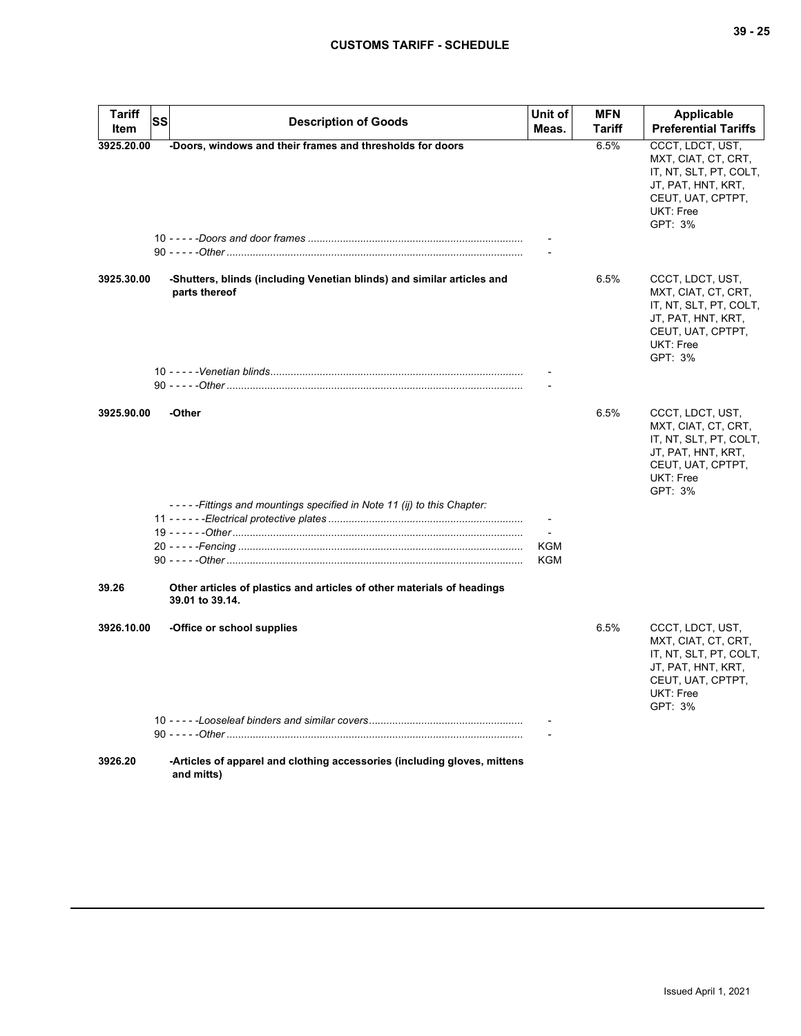| Tariff Item | SS | Description of Goods | Unit of Meas. | MFN Tariff | Applicable Preferential Tariffs |
|---|---|---|---|---|---|
| 3925.20.00 | | **-Doors, windows and their frames and thresholds for doors** | | 6.5% | CCCT, LDCT, UST, MXT, CIAT, CT, CRT, IT, NT, SLT, PT, COLT, JT, PAT, HNT, KRT, CEUT, UAT, CPTPT, UKT: Free<br>GPT: 3% |
| | | 10 - - - - -*Doors and door frames* | - | | |
| | | 90 - - - - -*Other* | - | | |
| 3925.30.00 | | **-Shutters, blinds (including Venetian blinds) and similar articles and parts thereof** | | 6.5% | CCCT, LDCT, UST, MXT, CIAT, CT, CRT, IT, NT, SLT, PT, COLT, JT, PAT, HNT, KRT, CEUT, UAT, CPTPT, UKT: Free<br>GPT: 3% |
| | | 10 - - - - -*Venetian blinds* | - | | |
| | | 90 - - - - -*Other* | - | | |
| 3925.90.00 | | **-Other** | | 6.5% | CCCT, LDCT, UST, MXT, CIAT, CT, CRT, IT, NT, SLT, PT, COLT, JT, PAT, HNT, KRT, CEUT, UAT, CPTPT, UKT: Free<br>GPT: 3% |
| | | - - - - -*Fittings and mountings specified in Note 11 (ij) to this Chapter:* | | | |
| | | 11 - - - - - -*Electrical protective plates* | - | | |
| | | 19 - - - - - -*Other* | - | | |
| | | 20 - - - - -*Fencing* | KGM | | |
| | | 90 - - - - -*Other* | KGM | | |
| 39.26 | | **Other articles of plastics and articles of other materials of headings 39.01 to 39.14.** | | | |
| 3926.10.00 | | **-Office or school supplies** | | 6.5% | CCCT, LDCT, UST, MXT, CIAT, CT, CRT, IT, NT, SLT, PT, COLT, JT, PAT, HNT, KRT, CEUT, UAT, CPTPT, UKT: Free<br>GPT: 3% |
| | | 10 - - - - -*Looseleaf binders and similar covers* | - | | |
| | | 90 - - - - -*Other* | - | | |
| 3926.20 | | **-Articles of apparel and clothing accessories (including gloves, mittens and mitts)** | | | |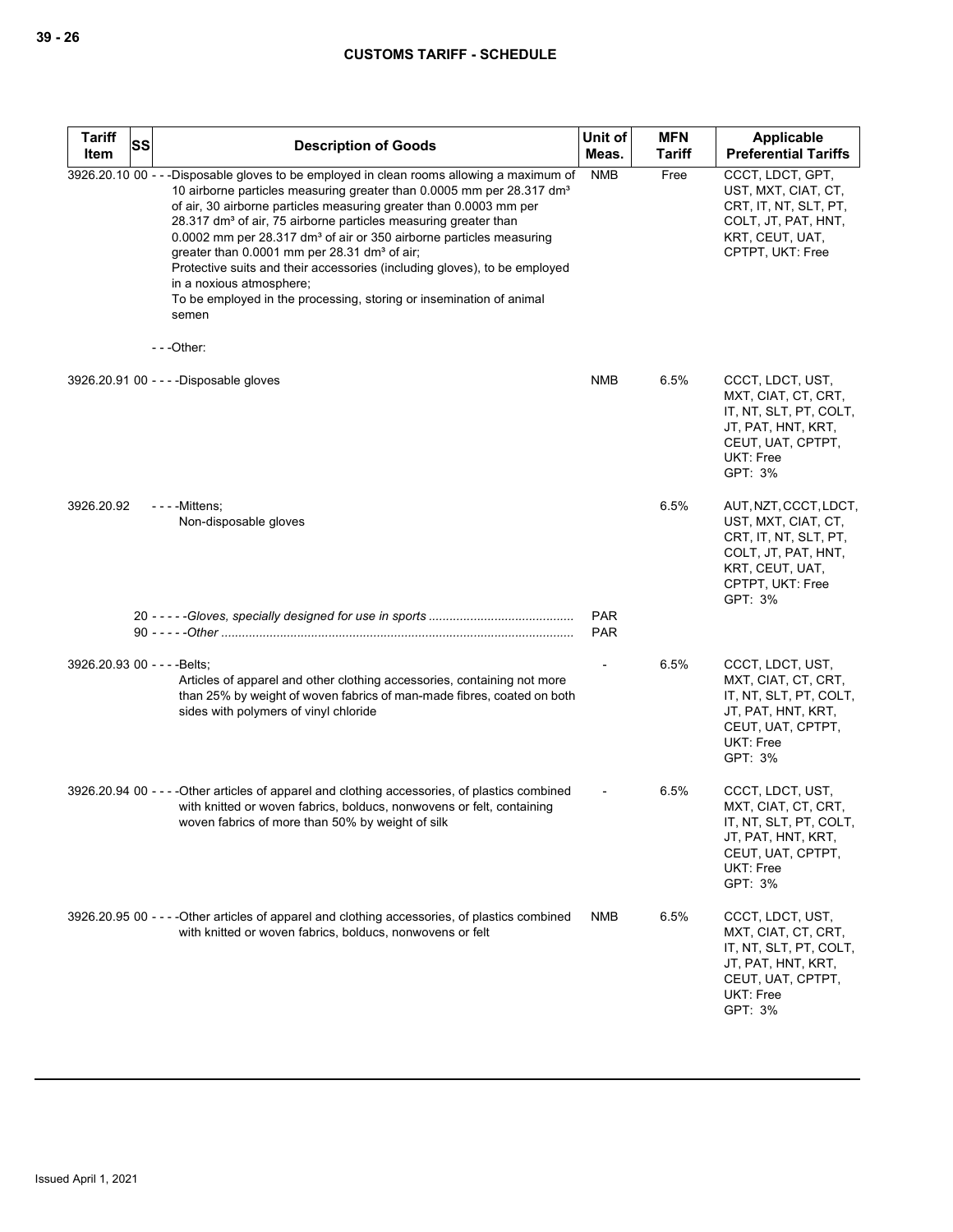| Tariff Item | SS | Description of Goods | Unit of Meas. | MFN Tariff | Applicable Preferential Tariffs |
|---|---|---|---|---|---|
| 3926.20.10 | 00 | - - -Disposable gloves to be employed in clean rooms allowing a maximum of 10 airborne particles measuring greater than 0.0005 mm per 28.317 dm³ of air, 30 airborne particles measuring greater than 0.0003 mm per 28.317 dm³ of air, 75 airborne particles measuring greater than 0.0002 mm per 28.317 dm³ of air or 350 airborne particles measuring greater than 0.0001 mm per 28.31 dm³ of air;<br>Protective suits and their accessories (including gloves), to be employed in a noxious atmosphere;<br>To be employed in the processing, storing or insemination of animal semen | NMB | Free | CCCT, LDCT, GPT, UST, MXT, CIAT, CT, CRT, IT, NT, SLT, PT, COLT, JT, PAT, HNT, KRT, CEUT, UAT, CPTPT, UKT: Free |
| | | - - -Other: | | | |
| 3926.20.91 | 00 | - - - -Disposable gloves | NMB | 6.5% | CCCT, LDCT, UST, MXT, CIAT, CT, CRT, IT, NT, SLT, PT, COLT, JT, PAT, HNT, KRT, CEUT, UAT, CPTPT, UKT: Free<br>GPT: 3% |
| 3926.20.92 | | - - - -Mittens;<br>Non-disposable gloves | | 6.5% | AUT, NZT, CCCT, LDCT, UST, MXT, CIAT, CT, CRT, IT, NT, SLT, PT, COLT, JT, PAT, HNT, KRT, CEUT, UAT, CPTPT, UKT: Free<br>GPT: 3% |
| | 20 | - - - - -*Gloves, specially designed for use in sports* | PAR | | |
| | 90 | - - - - -*Other* | PAR | | |
| 3926.20.93 | 00 | - - - -Belts;<br>Articles of apparel and other clothing accessories, containing not more than 25% by weight of woven fabrics of man-made fibres, coated on both sides with polymers of vinyl chloride | - | 6.5% | CCCT, LDCT, UST, MXT, CIAT, CT, CRT, IT, NT, SLT, PT, COLT, JT, PAT, HNT, KRT, CEUT, UAT, CPTPT, UKT: Free<br>GPT: 3% |
| 3926.20.94 | 00 | - - - -Other articles of apparel and clothing accessories, of plastics combined with knitted or woven fabrics, bolducs, nonwovens or felt, containing woven fabrics of more than 50% by weight of silk | - | 6.5% | CCCT, LDCT, UST, MXT, CIAT, CT, CRT, IT, NT, SLT, PT, COLT, JT, PAT, HNT, KRT, CEUT, UAT, CPTPT, UKT: Free<br>GPT: 3% |
| 3926.20.95 | 00 | - - - -Other articles of apparel and clothing accessories, of plastics combined with knitted or woven fabrics, bolducs, nonwovens or felt | NMB | 6.5% | CCCT, LDCT, UST, MXT, CIAT, CT, CRT, IT, NT, SLT, PT, COLT, JT, PAT, HNT, KRT, CEUT, UAT, CPTPT, UKT: Free<br>GPT: 3% |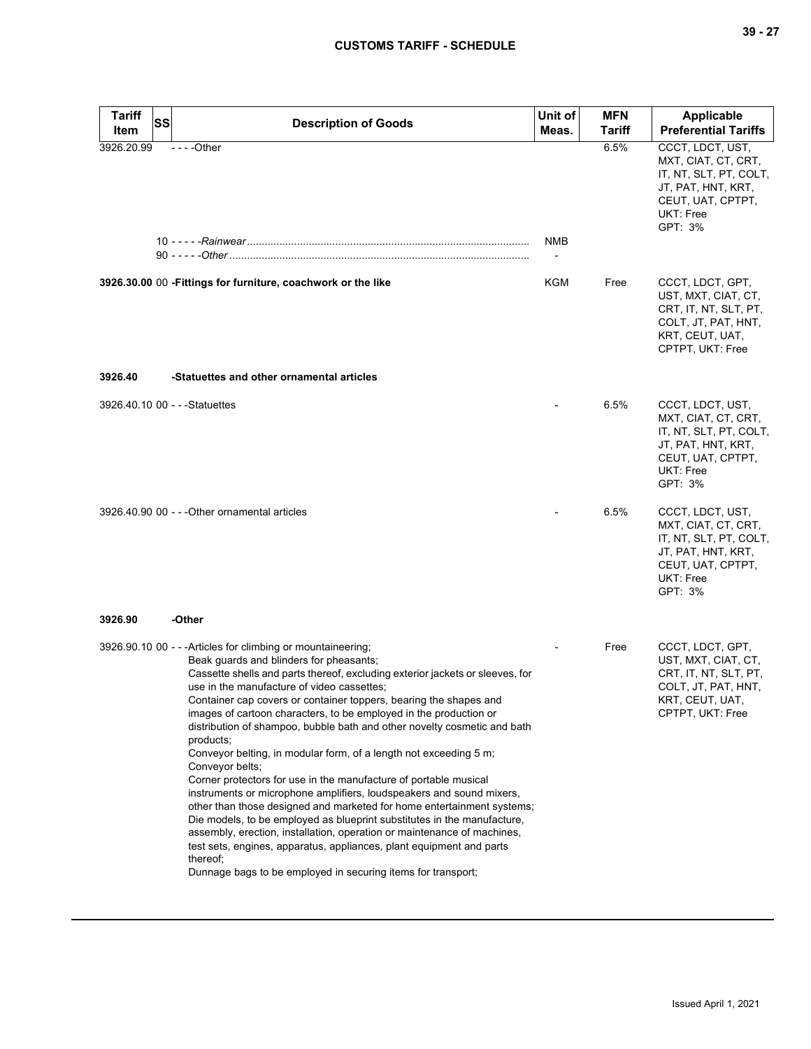| Tariff Item | SS | Description of Goods | Unit of Meas. | MFN Tariff | Applicable Preferential Tariffs |
|---|---|---|---|---|---|
| 3926.20.99 | | - - - -Other | | 6.5% | CCCT, LDCT, UST, MXT, CIAT, CT, CRT, IT, NT, SLT, PT, COLT, JT, PAT, HNT, KRT, CEUT, UAT, CPTPT, UKT: Free<br>GPT: 3% |
| | 10 | - - - - -*Rainwear* | NMB | | |
| | 90 | - - - - -*Other* | - | | |
| **3926.30.00** | **00** | **-Fittings for furniture, coachwork or the like** | KGM | Free | CCCT, LDCT, GPT, UST, MXT, CIAT, CT, CRT, IT, NT, SLT, PT, COLT, JT, PAT, HNT, KRT, CEUT, UAT, CPTPT, UKT: Free |
| **3926.40** | | **-Statuettes and other ornamental articles** | | | |
| 3926.40.10 | 00 | - - -Statuettes | - | 6.5% | CCCT, LDCT, UST, MXT, CIAT, CT, CRT, IT, NT, SLT, PT, COLT, JT, PAT, HNT, KRT, CEUT, UAT, CPTPT, UKT: Free<br>GPT: 3% |
| 3926.40.90 | 00 | - - -Other ornamental articles | - | 6.5% | CCCT, LDCT, UST, MXT, CIAT, CT, CRT, IT, NT, SLT, PT, COLT, JT, PAT, HNT, KRT, CEUT, UAT, CPTPT, UKT: Free<br>GPT: 3% |
| **3926.90** | | **-Other** | | | |
| 3926.90.10 | 00 | - - -Articles for climbing or mountaineering;<br>Beak guards and blinders for pheasants;<br>Cassette shells and parts thereof, excluding exterior jackets or sleeves, for use in the manufacture of video cassettes;<br>Container cap covers or container toppers, bearing the shapes and images of cartoon characters, to be employed in the production or distribution of shampoo, bubble bath and other novelty cosmetic and bath products;<br>Conveyor belting, in modular form, of a length not exceeding 5 m;<br>Conveyor belts;<br>Corner protectors for use in the manufacture of portable musical instruments or microphone amplifiers, loudspeakers and sound mixers, other than those designed and marketed for home entertainment systems;<br>Die models, to be employed as blueprint substitutes in the manufacture, assembly, erection, installation, operation or maintenance of machines, test sets, engines, apparatus, appliances, plant equipment and parts thereof;<br>Dunnage bags to be employed in securing items for transport; | - | Free | CCCT, LDCT, GPT, UST, MXT, CIAT, CT, CRT, IT, NT, SLT, PT, COLT, JT, PAT, HNT, KRT, CEUT, UAT, CPTPT, UKT: Free |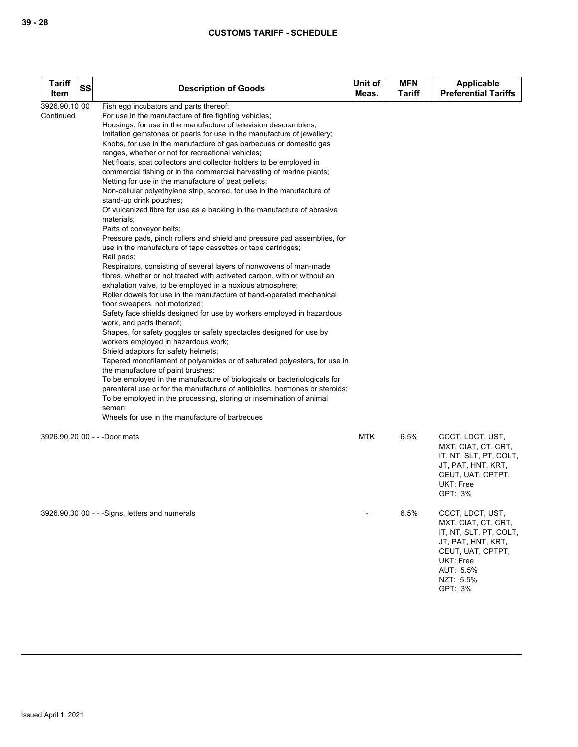| Tariff Item | SS | Description of Goods | Unit of Meas. | MFN Tariff | Applicable Preferential Tariffs |
|---|---|---|---|---|---|
| 3926.90.10 00 Continued | | Fish egg incubators and parts thereof;<br>For use in the manufacture of fire fighting vehicles;<br>Housings, for use in the manufacture of television descramblers;<br>Imitation gemstones or pearls for use in the manufacture of jewellery;<br>Knobs, for use in the manufacture of gas barbecues or domestic gas ranges, whether or not for recreational vehicles;<br>Net floats, spat collectors and collector holders to be employed in commercial fishing or in the commercial harvesting of marine plants;<br>Netting for use in the manufacture of peat pellets;<br>Non-cellular polyethylene strip, scored, for use in the manufacture of stand-up drink pouches;<br>Of vulcanized fibre for use as a backing in the manufacture of abrasive materials;<br>Parts of conveyor belts;<br>Pressure pads, pinch rollers and shield and pressure pad assemblies, for use in the manufacture of tape cassettes or tape cartridges;<br>Rail pads;<br>Respirators, consisting of several layers of nonwovens of man-made fibres, whether or not treated with activated carbon, with or without an exhalation valve, to be employed in a noxious atmosphere;<br>Roller dowels for use in the manufacture of hand-operated mechanical floor sweepers, not motorized;<br>Safety face shields designed for use by workers employed in hazardous work, and parts thereof;<br>Shapes, for safety goggles or safety spectacles designed for use by workers employed in hazardous work;<br>Shield adaptors for safety helmets;<br>Tapered monofilament of polyamides or of saturated polyesters, for use in the manufacture of paint brushes;<br>To be employed in the manufacture of biologicals or bacteriologicals for parenteral use or for the manufacture of antibiotics, hormones or steroids;<br>To be employed in the processing, storing or insemination of animal semen;<br>Wheels for use in the manufacture of barbecues | | | |
| 3926.90.20 00 | | - - -Door mats | MTK | 6.5% | CCCT, LDCT, UST, MXT, CIAT, CT, CRT, IT, NT, SLT, PT, COLT, JT, PAT, HNT, KRT, CEUT, UAT, CPTPT, UKT: Free<br>GPT: 3% |
| 3926.90.30 00 | | - - -Signs, letters and numerals | - | 6.5% | CCCT, LDCT, UST, MXT, CIAT, CT, CRT, IT, NT, SLT, PT, COLT, JT, PAT, HNT, KRT, CEUT, UAT, CPTPT, UKT: Free<br>AUT: 5.5%<br>NZT: 5.5%<br>GPT: 3% |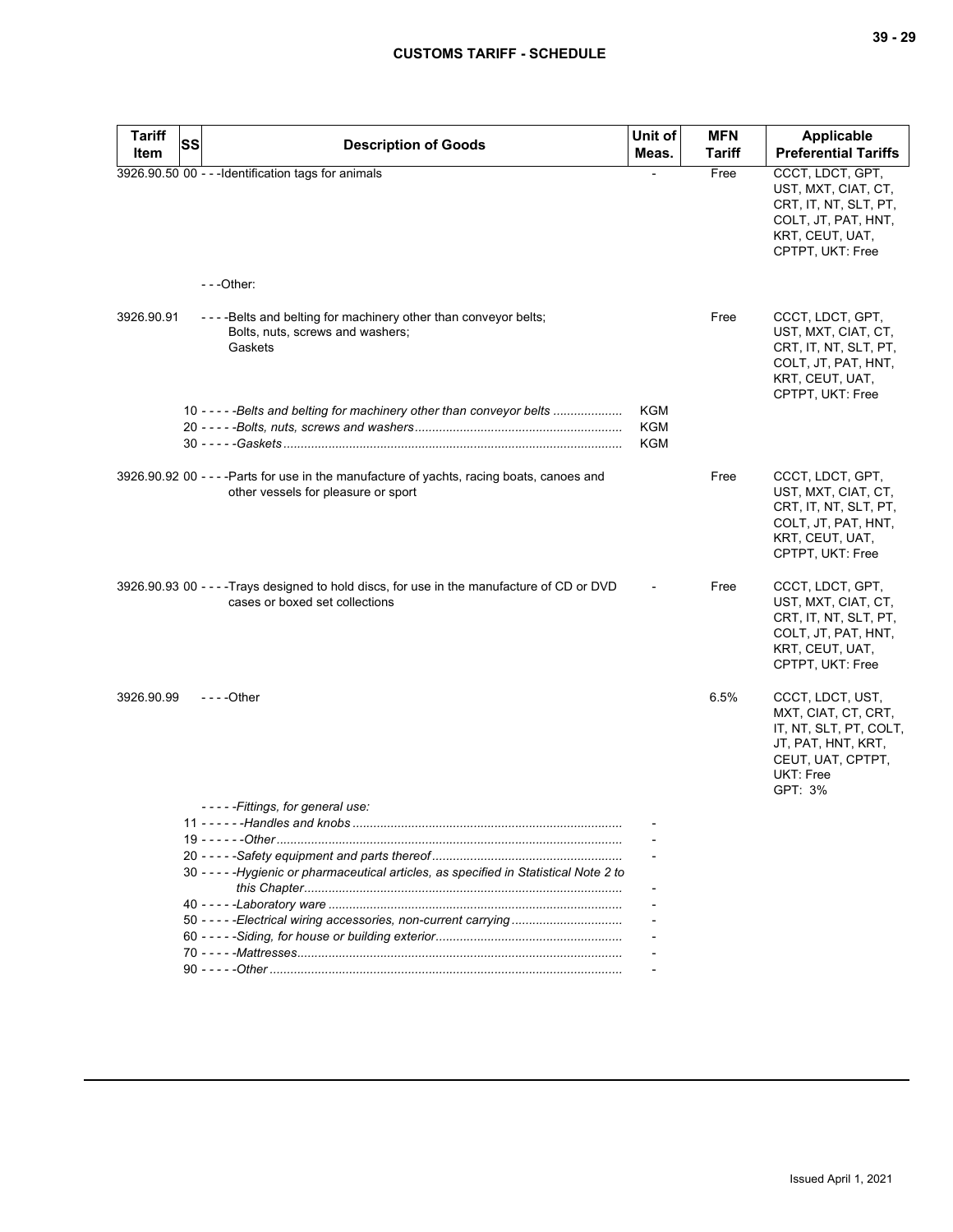| Tariff Item | SS | Description of Goods | Unit of Meas. | MFN Tariff | Applicable Preferential Tariffs |
|---|---|---|---|---|---|
| 3926.90.50 | 00 | - - -Identification tags for animals | - | Free | CCCT, LDCT, GPT, UST, MXT, CIAT, CT, CRT, IT, NT, SLT, PT, COLT, JT, PAT, HNT, KRT, CEUT, UAT, CPTPT, UKT: Free |
| | | - - -Other: | | | |
| 3926.90.91 | | - - - -Belts and belting for machinery other than conveyor belts; Bolts, nuts, screws and washers; Gaskets | | Free | CCCT, LDCT, GPT, UST, MXT, CIAT, CT, CRT, IT, NT, SLT, PT, COLT, JT, PAT, HNT, KRT, CEUT, UAT, CPTPT, UKT: Free |
| | 10 | - - - - -*Belts and belting for machinery other than conveyor belts* | KGM | | |
| | 20 | - - - - -*Bolts, nuts, screws and washers* | KGM | | |
| | 30 | - - - - -*Gaskets* | KGM | | |
| 3926.90.92 | 00 | - - - -Parts for use in the manufacture of yachts, racing boats, canoes and other vessels for pleasure or sport | | Free | CCCT, LDCT, GPT, UST, MXT, CIAT, CT, CRT, IT, NT, SLT, PT, COLT, JT, PAT, HNT, KRT, CEUT, UAT, CPTPT, UKT: Free |
| 3926.90.93 | 00 | - - - -Trays designed to hold discs, for use in the manufacture of CD or DVD cases or boxed set collections | - | Free | CCCT, LDCT, GPT, UST, MXT, CIAT, CT, CRT, IT, NT, SLT, PT, COLT, JT, PAT, HNT, KRT, CEUT, UAT, CPTPT, UKT: Free |
| 3926.90.99 | | - - - -Other | | 6.5% | CCCT, LDCT, UST, MXT, CIAT, CT, CRT, IT, NT, SLT, PT, COLT, JT, PAT, HNT, KRT, CEUT, UAT, CPTPT, UKT: Free<br>GPT: 3% |
| | | - - - - -*Fittings, for general use:* | | | |
| | 11 | - - - - - -*Handles and knobs* | - | | |
| | 19 | - - - - - -*Other* | - | | |
| | 20 | - - - - -*Safety equipment and parts thereof* | - | | |
| | 30 | - - - - -*Hygienic or pharmaceutical articles, as specified in Statistical Note 2 to this Chapter* | - | | |
| | 40 | - - - - -*Laboratory ware* | - | | |
| | 50 | - - - - -*Electrical wiring accessories, non-current carrying* | - | | |
| | 60 | - - - - -*Siding, for house or building exterior* | - | | |
| | 70 | - - - - -*Mattresses* | - | | |
| | 90 | - - - - -*Other* | - | | |